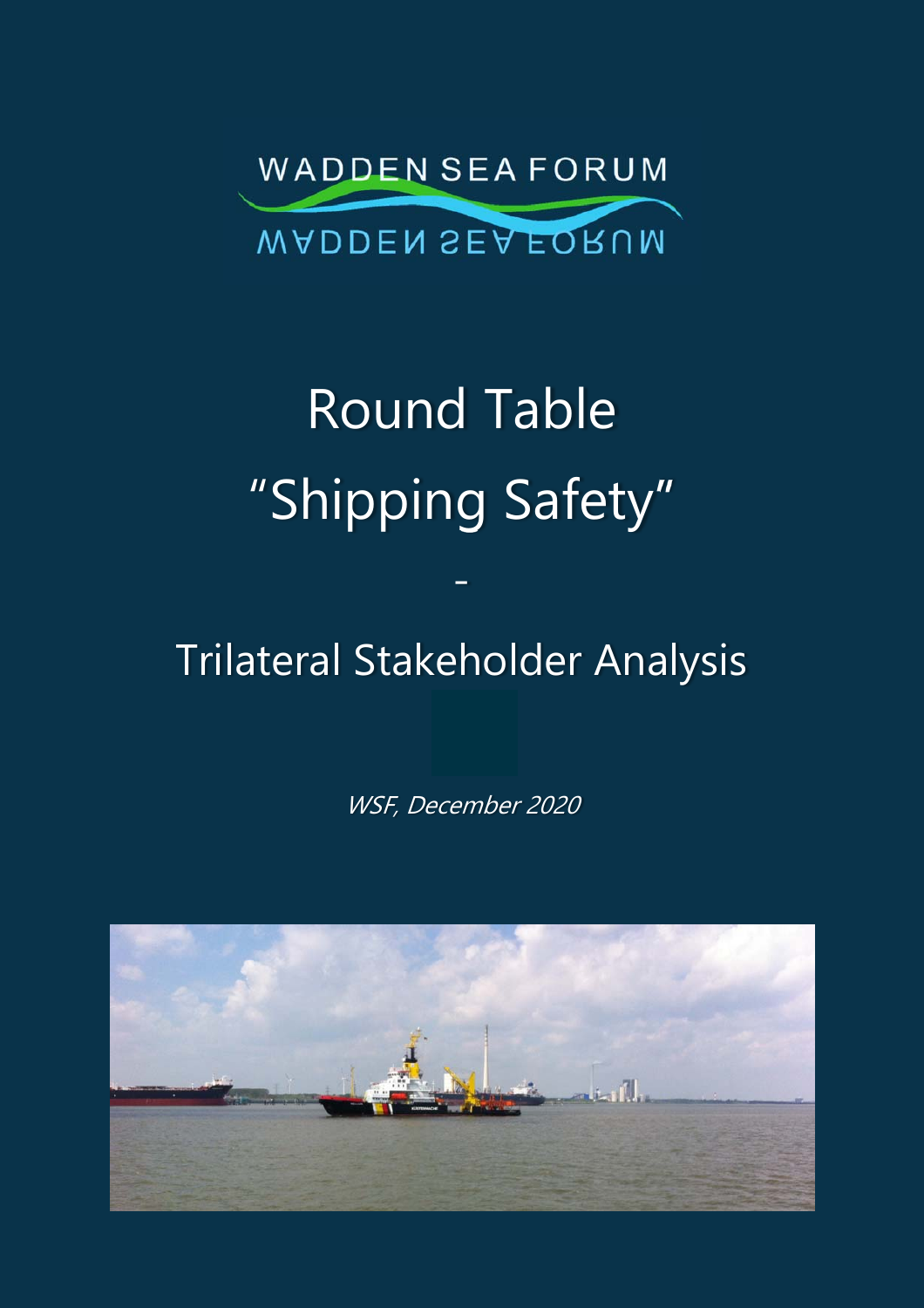WADDEN SEA FORUM

# Round Table
# "Shipping Safety"

-

## Trilateral Stakeholder Analysis

*WSF, December 2020*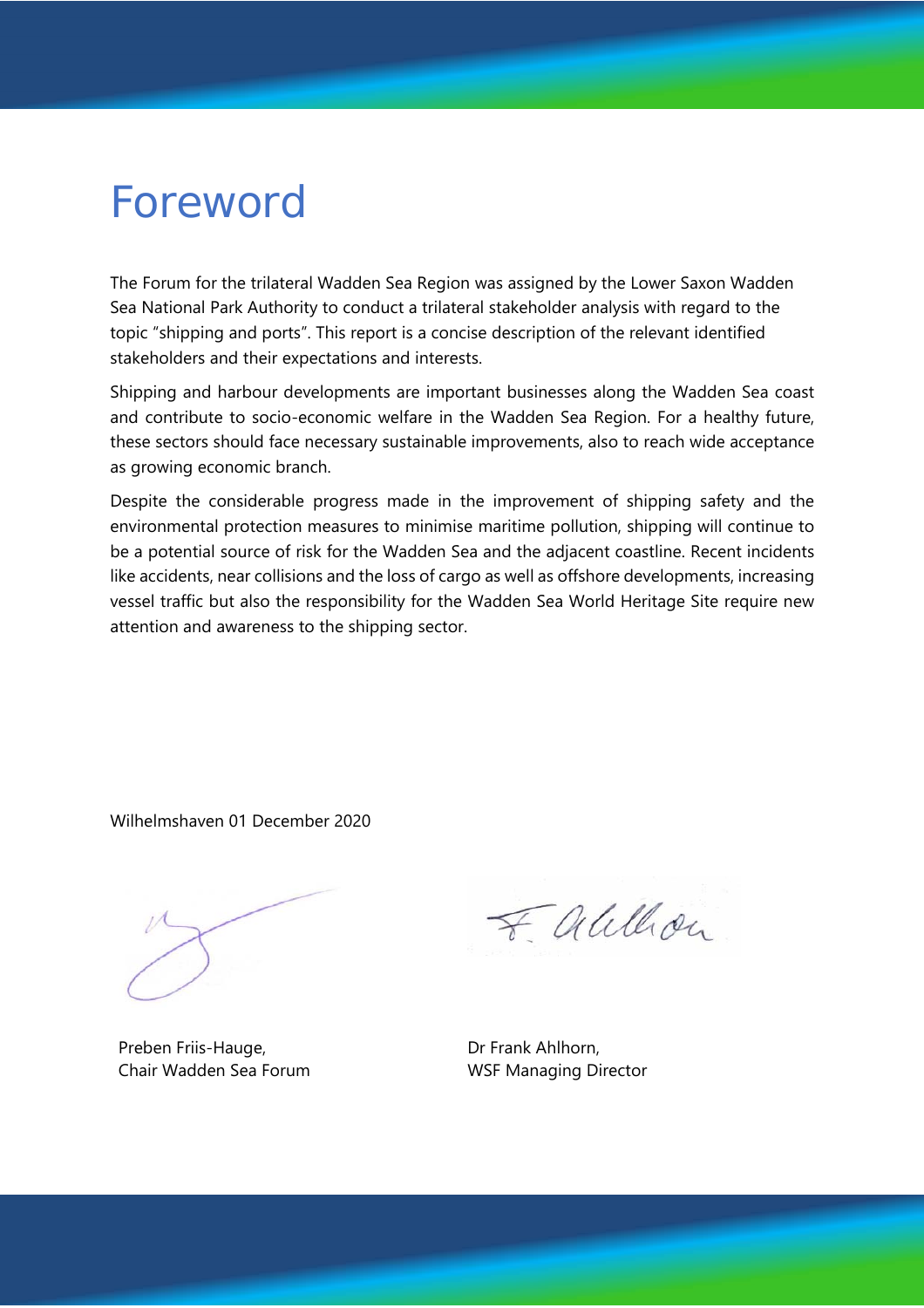# Foreword

The Forum for the trilateral Wadden Sea Region was assigned by the Lower Saxon Wadden Sea National Park Authority to conduct a trilateral stakeholder analysis with regard to the topic "shipping and ports". This report is a concise description of the relevant identified stakeholders and their expectations and interests.

Shipping and harbour developments are important businesses along the Wadden Sea coast and contribute to socio-economic welfare in the Wadden Sea Region. For a healthy future, these sectors should face necessary sustainable improvements, also to reach wide acceptance as growing economic branch.

Despite the considerable progress made in the improvement of shipping safety and the environmental protection measures to minimise maritime pollution, shipping will continue to be a potential source of risk for the Wadden Sea and the adjacent coastline. Recent incidents like accidents, near collisions and the loss of cargo as well as offshore developments, increasing vessel traffic but also the responsibility for the Wadden Sea World Heritage Site require new attention and awareness to the shipping sector.

Wilhelmshaven 01 December 2020

Preben Friis-Hauge,
Chair Wadden Sea Forum

Dr Frank Ahlhorn,
WSF Managing Director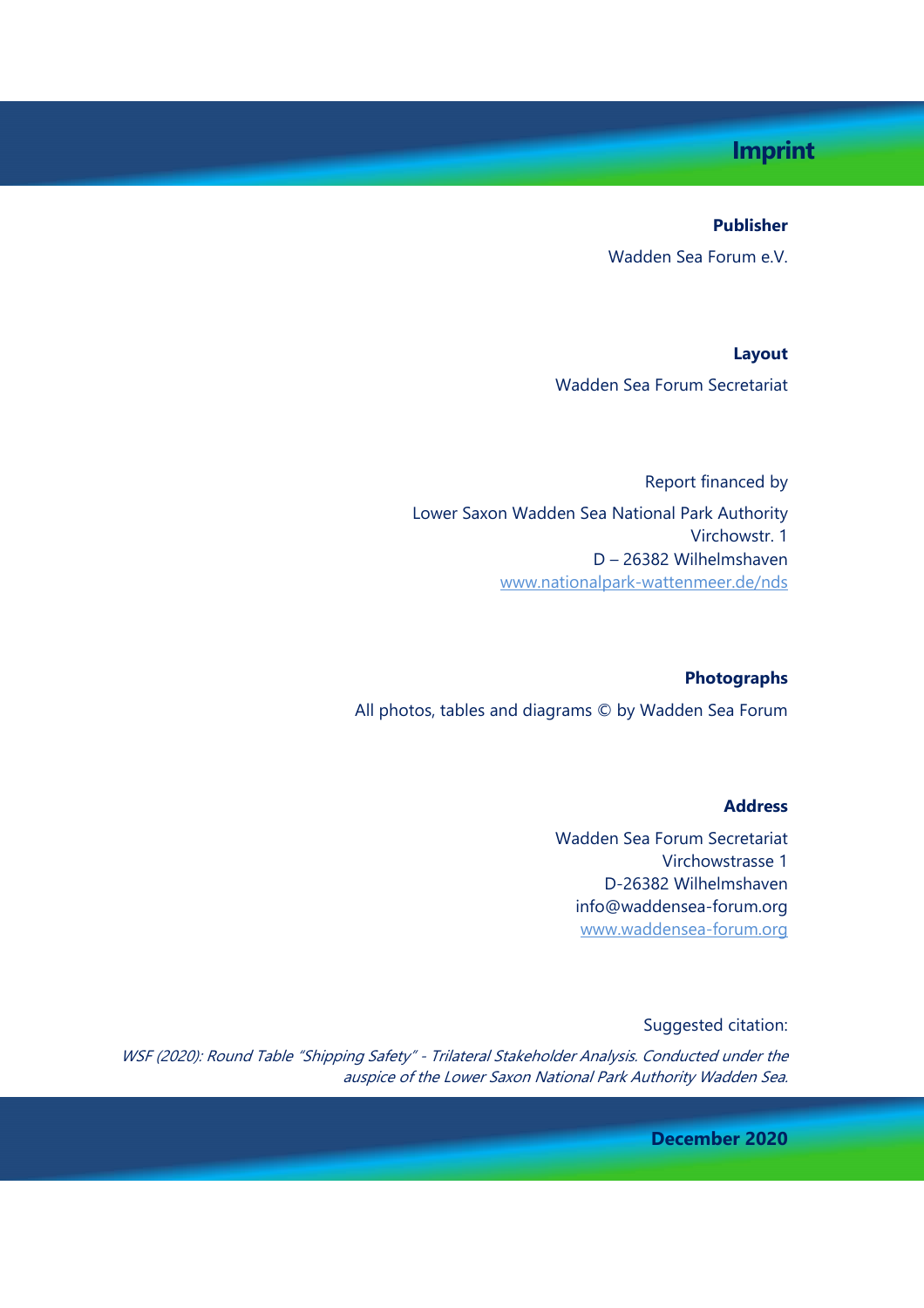# Imprint

**Publisher**

Wadden Sea Forum e.V.

**Layout**

Wadden Sea Forum Secretariat

Report financed by

Lower Saxon Wadden Sea National Park Authority
Virchowstr. 1
D – 26382 Wilhelmshaven
www.nationalpark-wattenmeer.de/nds

**Photographs**

All photos, tables and diagrams © by Wadden Sea Forum

**Address**

Wadden Sea Forum Secretariat
Virchowstrasse 1
D-26382 Wilhelmshaven
info@waddensea-forum.org
www.waddensea-forum.org

Suggested citation:

*WSF (2020): Round Table "Shipping Safety" - Trilateral Stakeholder Analysis. Conducted under the auspice of the Lower Saxon National Park Authority Wadden Sea.*

**December 2020**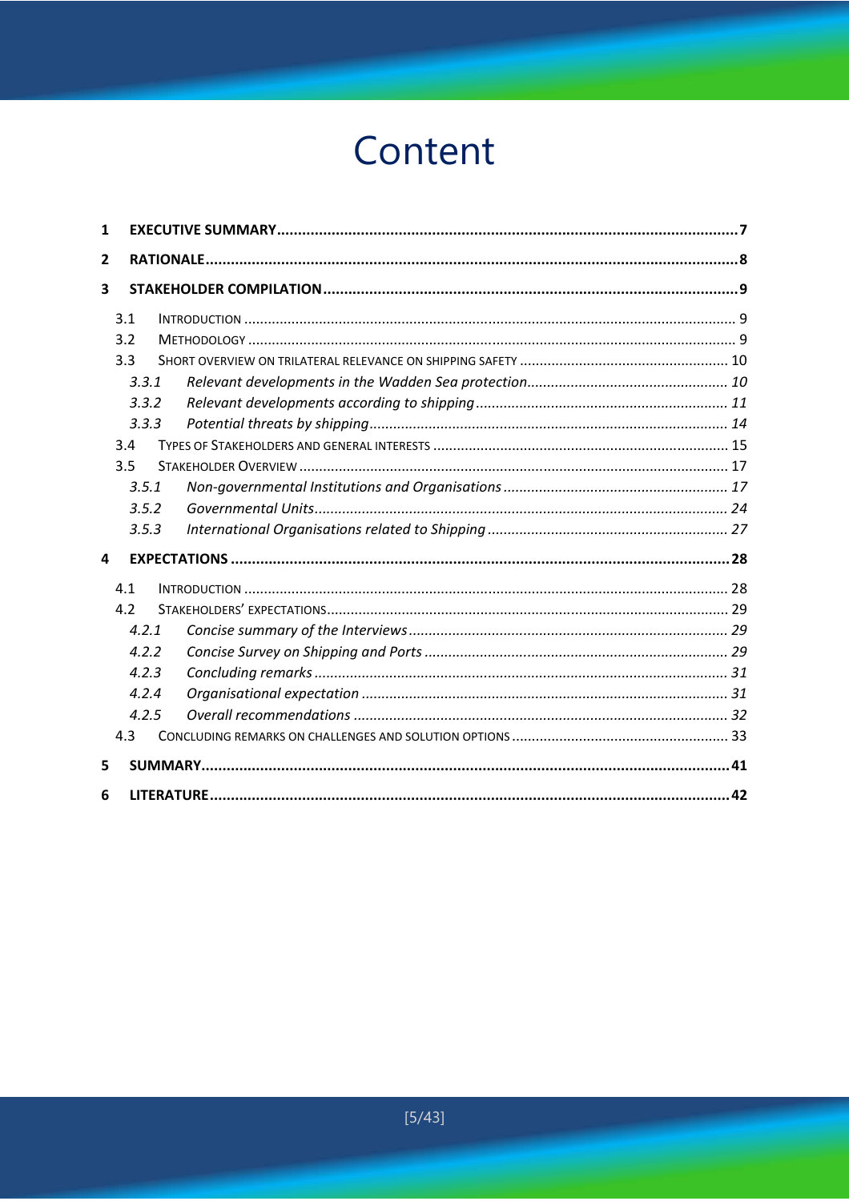# Content

- **1 EXECUTIVE SUMMARY** ........ **7**
- **2 RATIONALE** ........ **8**
- **3 STAKEHOLDER COMPILATION** ........ **9**
  - 3.1 INTRODUCTION ........ 9
  - 3.2 METHODOLOGY ........ 9
  - 3.3 SHORT OVERVIEW ON TRILATERAL RELEVANCE ON SHIPPING SAFETY ........ 10
    - *3.3.1 Relevant developments in the Wadden Sea protection* ........ *10*
    - *3.3.2 Relevant developments according to shipping* ........ *11*
    - *3.3.3 Potential threats by shipping* ........ *14*
  - 3.4 TYPES OF STAKEHOLDERS AND GENERAL INTERESTS ........ 15
  - 3.5 STAKEHOLDER OVERVIEW ........ 17
    - *3.5.1 Non-governmental Institutions and Organisations* ........ *17*
    - *3.5.2 Governmental Units* ........ *24*
    - *3.5.3 International Organisations related to Shipping* ........ *27*
- **4 EXPECTATIONS** ........ **28**
  - 4.1 INTRODUCTION ........ 28
  - 4.2 STAKEHOLDERS' EXPECTATIONS ........ 29
    - *4.2.1 Concise summary of the Interviews* ........ *29*
    - *4.2.2 Concise Survey on Shipping and Ports* ........ *29*
    - *4.2.3 Concluding remarks* ........ *31*
    - *4.2.4 Organisational expectation* ........ *31*
    - *4.2.5 Overall recommendations* ........ *32*
  - 4.3 CONCLUDING REMARKS ON CHALLENGES AND SOLUTION OPTIONS ........ 33
- **5 SUMMARY** ........ **41**
- **6 LITERATURE** ........ **42**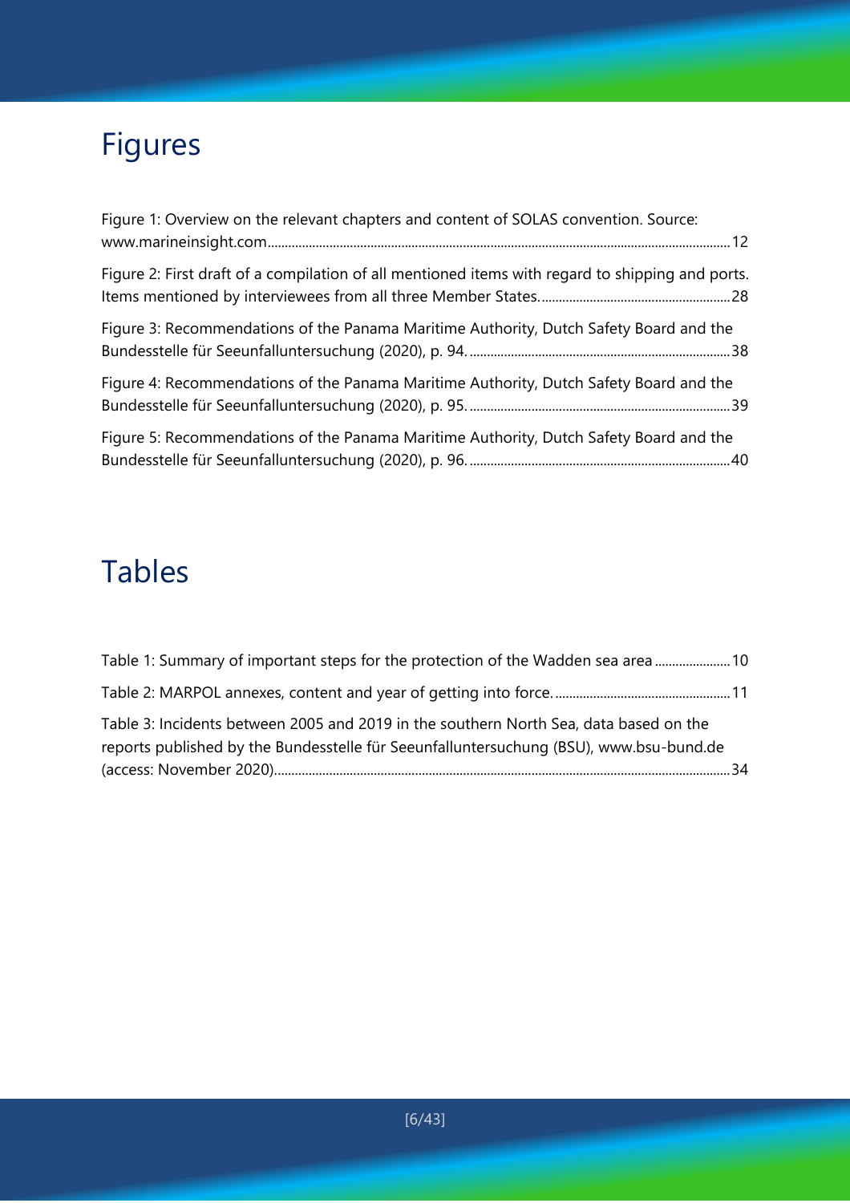# Figures

Figure 1: Overview on the relevant chapters and content of SOLAS convention. Source: www.marineinsight.com ........ 12

Figure 2: First draft of a compilation of all mentioned items with regard to shipping and ports. Items mentioned by interviewees from all three Member States. ........ 28

Figure 3: Recommendations of the Panama Maritime Authority, Dutch Safety Board and the Bundesstelle für Seeunfalluntersuchung (2020), p. 94. ........ 38

Figure 4: Recommendations of the Panama Maritime Authority, Dutch Safety Board and the Bundesstelle für Seeunfalluntersuchung (2020), p. 95. ........ 39

Figure 5: Recommendations of the Panama Maritime Authority, Dutch Safety Board and the Bundesstelle für Seeunfalluntersuchung (2020), p. 96. ........ 40

# Tables

Table 1: Summary of important steps for the protection of the Wadden sea area ........ 10

Table 2: MARPOL annexes, content and year of getting into force. ........ 11

Table 3: Incidents between 2005 and 2019 in the southern North Sea, data based on the reports published by the Bundesstelle für Seeunfalluntersuchung (BSU), www.bsu-bund.de (access: November 2020). ........ 34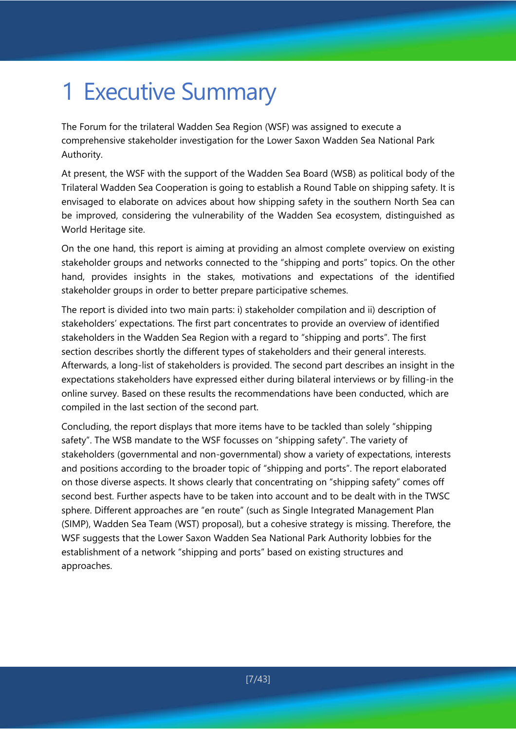# 1 Executive Summary

The Forum for the trilateral Wadden Sea Region (WSF) was assigned to execute a comprehensive stakeholder investigation for the Lower Saxon Wadden Sea National Park Authority.

At present, the WSF with the support of the Wadden Sea Board (WSB) as political body of the Trilateral Wadden Sea Cooperation is going to establish a Round Table on shipping safety. It is envisaged to elaborate on advices about how shipping safety in the southern North Sea can be improved, considering the vulnerability of the Wadden Sea ecosystem, distinguished as World Heritage site.

On the one hand, this report is aiming at providing an almost complete overview on existing stakeholder groups and networks connected to the "shipping and ports" topics. On the other hand, provides insights in the stakes, motivations and expectations of the identified stakeholder groups in order to better prepare participative schemes.

The report is divided into two main parts: i) stakeholder compilation and ii) description of stakeholders' expectations. The first part concentrates to provide an overview of identified stakeholders in the Wadden Sea Region with a regard to "shipping and ports". The first section describes shortly the different types of stakeholders and their general interests. Afterwards, a long-list of stakeholders is provided. The second part describes an insight in the expectations stakeholders have expressed either during bilateral interviews or by filling-in the online survey. Based on these results the recommendations have been conducted, which are compiled in the last section of the second part.

Concluding, the report displays that more items have to be tackled than solely "shipping safety". The WSB mandate to the WSF focusses on "shipping safety". The variety of stakeholders (governmental and non-governmental) show a variety of expectations, interests and positions according to the broader topic of "shipping and ports". The report elaborated on those diverse aspects. It shows clearly that concentrating on "shipping safety" comes off second best. Further aspects have to be taken into account and to be dealt with in the TWSC sphere. Different approaches are "en route" (such as Single Integrated Management Plan (SIMP), Wadden Sea Team (WST) proposal), but a cohesive strategy is missing. Therefore, the WSF suggests that the Lower Saxon Wadden Sea National Park Authority lobbies for the establishment of a network "shipping and ports" based on existing structures and approaches.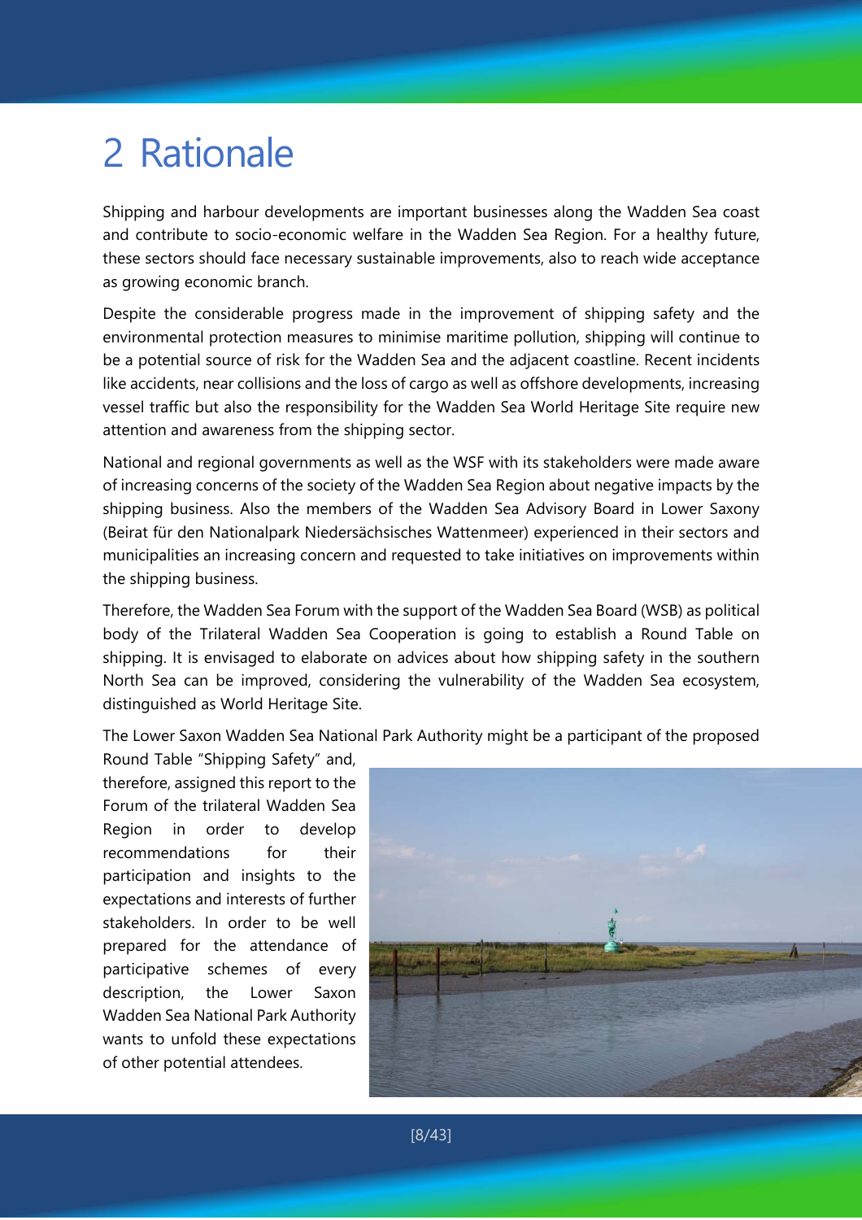# 2 Rationale

Shipping and harbour developments are important businesses along the Wadden Sea coast and contribute to socio-economic welfare in the Wadden Sea Region. For a healthy future, these sectors should face necessary sustainable improvements, also to reach wide acceptance as growing economic branch.

Despite the considerable progress made in the improvement of shipping safety and the environmental protection measures to minimise maritime pollution, shipping will continue to be a potential source of risk for the Wadden Sea and the adjacent coastline. Recent incidents like accidents, near collisions and the loss of cargo as well as offshore developments, increasing vessel traffic but also the responsibility for the Wadden Sea World Heritage Site require new attention and awareness from the shipping sector.

National and regional governments as well as the WSF with its stakeholders were made aware of increasing concerns of the society of the Wadden Sea Region about negative impacts by the shipping business. Also the members of the Wadden Sea Advisory Board in Lower Saxony (Beirat für den Nationalpark Niedersächsisches Wattenmeer) experienced in their sectors and municipalities an increasing concern and requested to take initiatives on improvements within the shipping business.

Therefore, the Wadden Sea Forum with the support of the Wadden Sea Board (WSB) as political body of the Trilateral Wadden Sea Cooperation is going to establish a Round Table on shipping. It is envisaged to elaborate on advices about how shipping safety in the southern North Sea can be improved, considering the vulnerability of the Wadden Sea ecosystem, distinguished as World Heritage Site.

The Lower Saxon Wadden Sea National Park Authority might be a participant of the proposed Round Table "Shipping Safety" and, therefore, assigned this report to the Forum of the trilateral Wadden Sea Region in order to develop recommendations for their participation and insights to the expectations and interests of further stakeholders. In order to be well prepared for the attendance of participative schemes of every description, the Lower Saxon Wadden Sea National Park Authority wants to unfold these expectations of other potential attendees.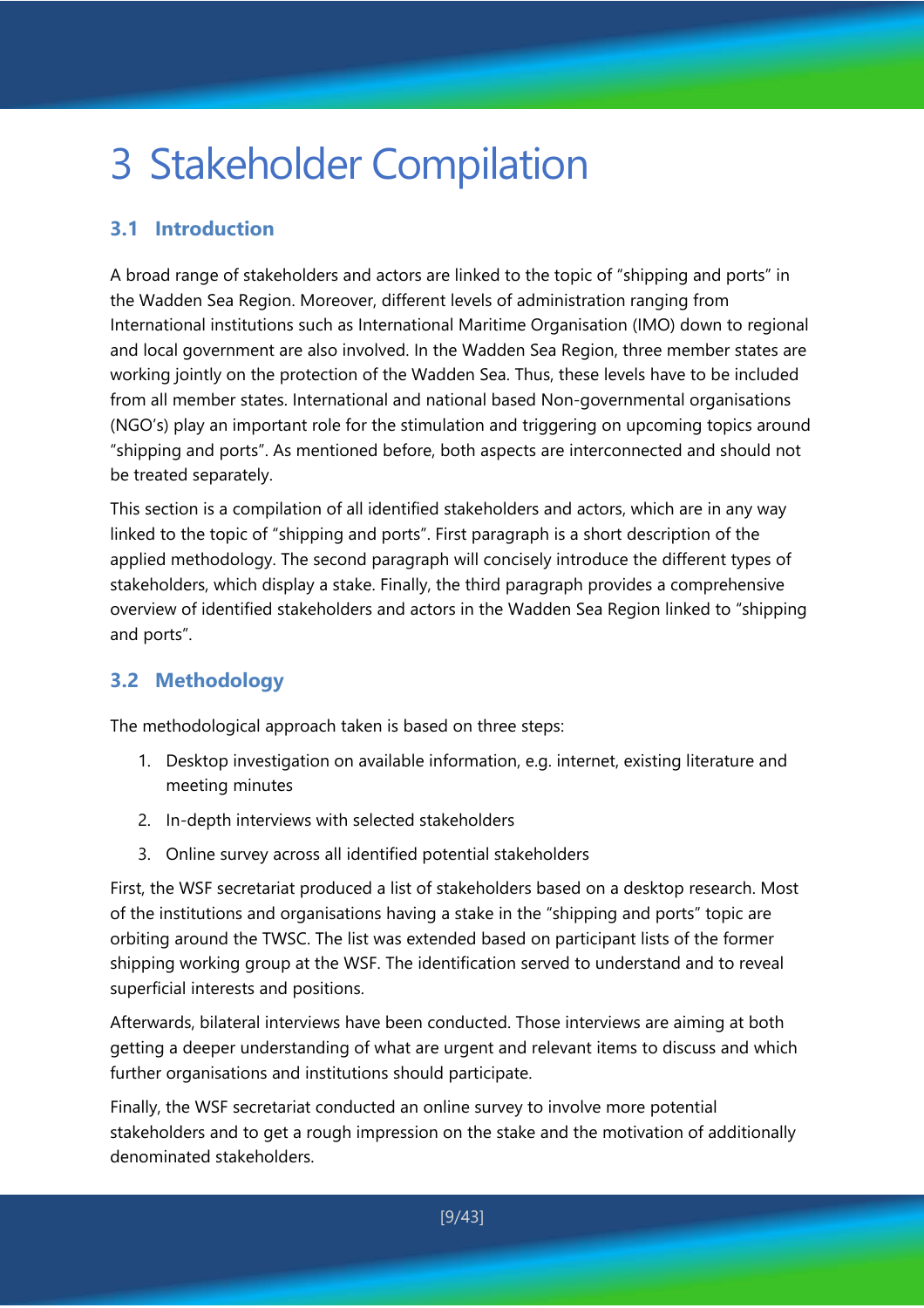# 3 Stakeholder Compilation

## 3.1 Introduction

A broad range of stakeholders and actors are linked to the topic of "shipping and ports" in the Wadden Sea Region. Moreover, different levels of administration ranging from International institutions such as International Maritime Organisation (IMO) down to regional and local government are also involved. In the Wadden Sea Region, three member states are working jointly on the protection of the Wadden Sea. Thus, these levels have to be included from all member states. International and national based Non-governmental organisations (NGO's) play an important role for the stimulation and triggering on upcoming topics around "shipping and ports". As mentioned before, both aspects are interconnected and should not be treated separately.

This section is a compilation of all identified stakeholders and actors, which are in any way linked to the topic of "shipping and ports". First paragraph is a short description of the applied methodology. The second paragraph will concisely introduce the different types of stakeholders, which display a stake. Finally, the third paragraph provides a comprehensive overview of identified stakeholders and actors in the Wadden Sea Region linked to "shipping and ports".

## 3.2 Methodology

The methodological approach taken is based on three steps:

1. Desktop investigation on available information, e.g. internet, existing literature and meeting minutes
2. In-depth interviews with selected stakeholders
3. Online survey across all identified potential stakeholders

First, the WSF secretariat produced a list of stakeholders based on a desktop research. Most of the institutions and organisations having a stake in the "shipping and ports" topic are orbiting around the TWSC. The list was extended based on participant lists of the former shipping working group at the WSF. The identification served to understand and to reveal superficial interests and positions.

Afterwards, bilateral interviews have been conducted. Those interviews are aiming at both getting a deeper understanding of what are urgent and relevant items to discuss and which further organisations and institutions should participate.

Finally, the WSF secretariat conducted an online survey to involve more potential stakeholders and to get a rough impression on the stake and the motivation of additionally denominated stakeholders.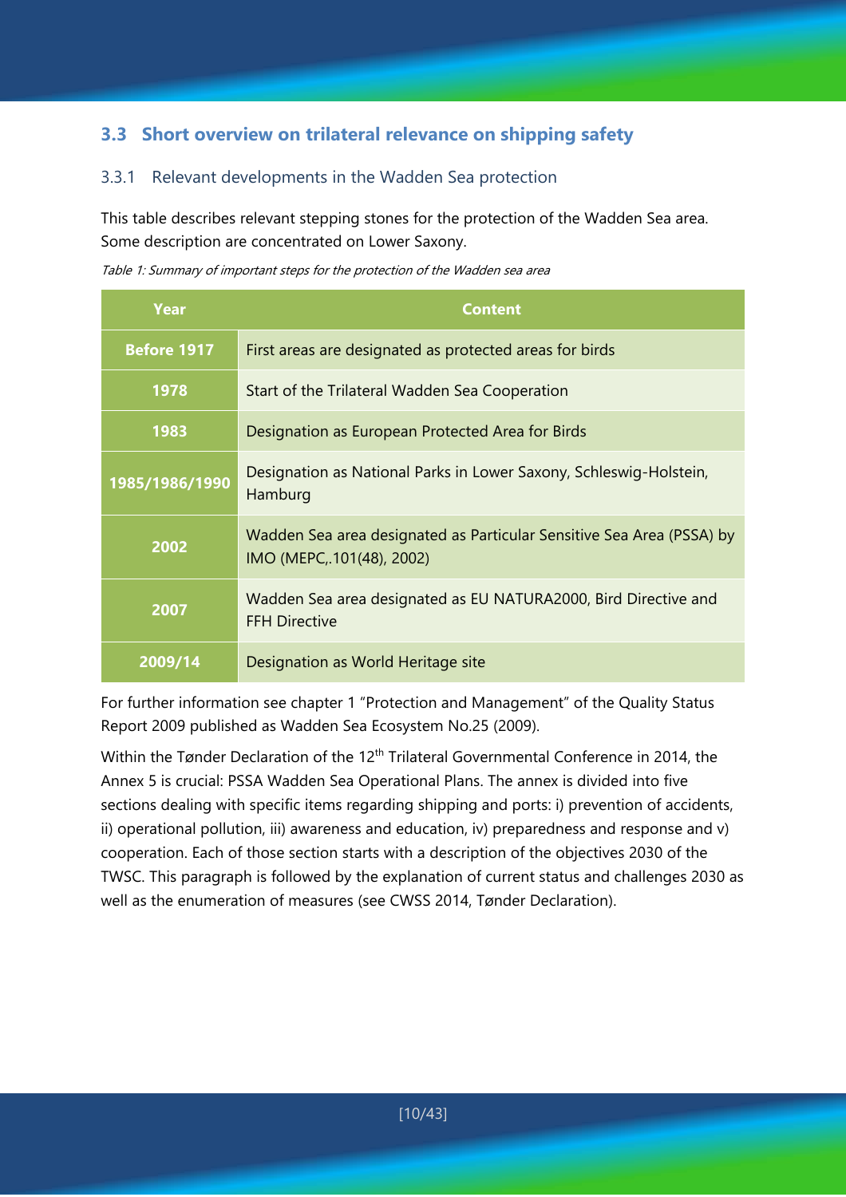## 3.3 Short overview on trilateral relevance on shipping safety

### 3.3.1 Relevant developments in the Wadden Sea protection

This table describes relevant stepping stones for the protection of the Wadden Sea area. Some description are concentrated on Lower Saxony.

*Table 1: Summary of important steps for the protection of the Wadden sea area*

| Year | Content |
| --- | --- |
| **Before 1917** | First areas are designated as protected areas for birds |
| **1978** | Start of the Trilateral Wadden Sea Cooperation |
| **1983** | Designation as European Protected Area for Birds |
| **1985/1986/1990** | Designation as National Parks in Lower Saxony, Schleswig-Holstein, Hamburg |
| **2002** | Wadden Sea area designated as Particular Sensitive Sea Area (PSSA) by IMO (MEPC,.101(48), 2002) |
| **2007** | Wadden Sea area designated as EU NATURA2000, Bird Directive and FFH Directive |
| **2009/14** | Designation as World Heritage site |

For further information see chapter 1 "Protection and Management" of the Quality Status Report 2009 published as Wadden Sea Ecosystem No.25 (2009).

Within the Tønder Declaration of the 12th Trilateral Governmental Conference in 2014, the Annex 5 is crucial: PSSA Wadden Sea Operational Plans. The annex is divided into five sections dealing with specific items regarding shipping and ports: i) prevention of accidents, ii) operational pollution, iii) awareness and education, iv) preparedness and response and v) cooperation. Each of those section starts with a description of the objectives 2030 of the TWSC. This paragraph is followed by the explanation of current status and challenges 2030 as well as the enumeration of measures (see CWSS 2014, Tønder Declaration).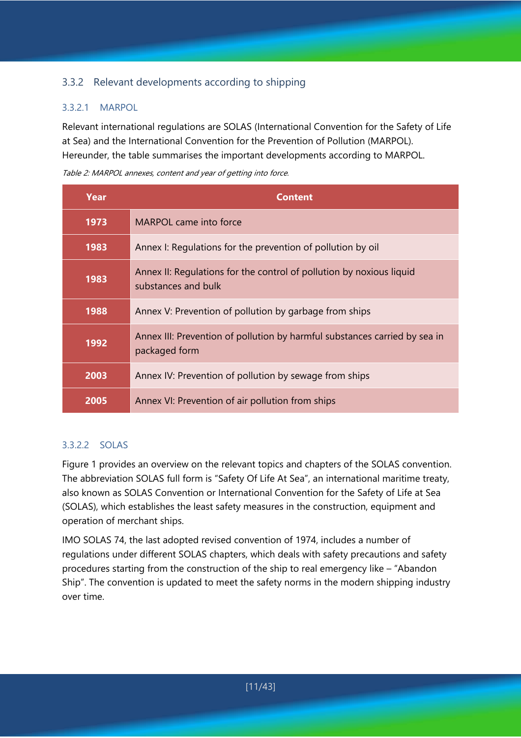### 3.3.2 Relevant developments according to shipping

#### 3.3.2.1 MARPOL

Relevant international regulations are SOLAS (International Convention for the Safety of Life at Sea) and the International Convention for the Prevention of Pollution (MARPOL). Hereunder, the table summarises the important developments according to MARPOL.

*Table 2: MARPOL annexes, content and year of getting into force.*

| Year | Content |
| --- | --- |
| **1973** | MARPOL came into force |
| **1983** | Annex I: Regulations for the prevention of pollution by oil |
| **1983** | Annex II: Regulations for the control of pollution by noxious liquid substances and bulk |
| **1988** | Annex V: Prevention of pollution by garbage from ships |
| **1992** | Annex III: Prevention of pollution by harmful substances carried by sea in packaged form |
| **2003** | Annex IV: Prevention of pollution by sewage from ships |
| **2005** | Annex VI: Prevention of air pollution from ships |

#### 3.3.2.2 SOLAS

Figure 1 provides an overview on the relevant topics and chapters of the SOLAS convention. The abbreviation SOLAS full form is "Safety Of Life At Sea", an international maritime treaty, also known as SOLAS Convention or International Convention for the Safety of Life at Sea (SOLAS), which establishes the least safety measures in the construction, equipment and operation of merchant ships.

IMO SOLAS 74, the last adopted revised convention of 1974, includes a number of regulations under different SOLAS chapters, which deals with safety precautions and safety procedures starting from the construction of the ship to real emergency like – "Abandon Ship". The convention is updated to meet the safety norms in the modern shipping industry over time.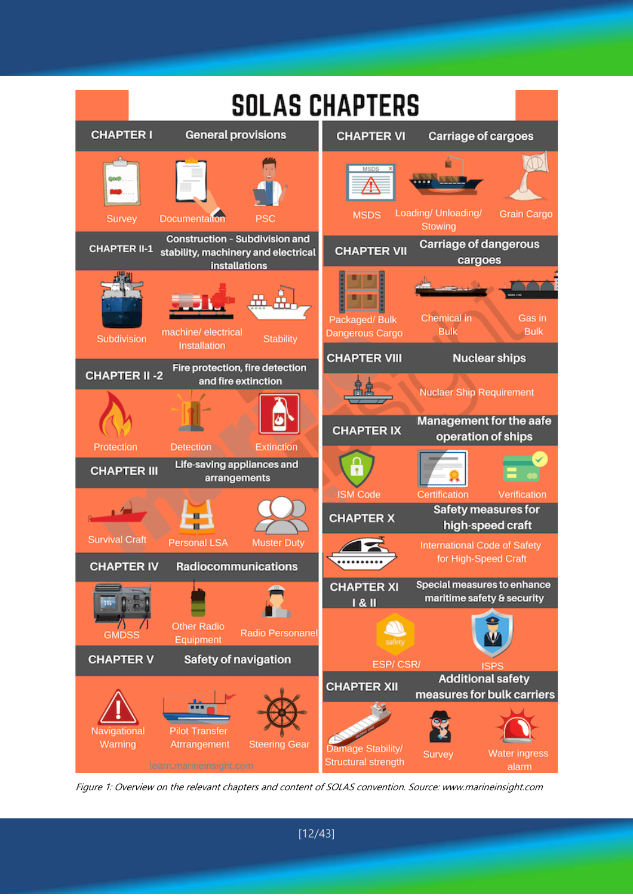# SOLAS CHAPTERS

**CHAPTER I** – General provisions
- Survey
- Documentation
- PSC

**CHAPTER II-1** – Construction - Subdivision and stability, machinery and electrical installations
- Subdivision
- machine/ electrical Installation
- Stability

**CHAPTER II -2** – Fire protection, fire detection and fire extinction
- Protection
- Detection
- Extinction

**CHAPTER III** – Life-saving appliances and arrangements
- Survival Craft
- Personal LSA
- Muster Duty

**CHAPTER IV** – Radiocommunications
- GMDSS
- Other Radio Equipment
- Radio Personanel

**CHAPTER V** – Safety of navigation
- Navigational Warning
- Pilot Transfer Atrrangement
- Steering Gear

**CHAPTER VI** – Carriage of cargoes
- MSDS
- Loading/ Unloading/ Stowing
- Grain Cargo

**CHAPTER VII** – Carriage of dangerous cargoes
- Packaged/ Bulk Dangerous Cargo
- Chemical in Bulk
- Gas in Bulk

**CHAPTER VIII** – Nuclear ships
- Nuclaer Ship Requirement

**CHAPTER IX** – Management for the aafe operation of ships
- ISM Code
- Certification
- Verification

**CHAPTER X** – Safety measures for high-speed craft
- International Code of Safety for High-Speed Craft

**CHAPTER XI I & II** – Special measures to enhance maritime safety & security
- ESP/ CSR/
- ISPS

**CHAPTER XII** – Additional safety measures for bulk carriers
- Damage Stability/ Structural strength
- Survey
- Water ingress alarm

learn.marineinsight.com

*Figure 1: Overview on the relevant chapters and content of SOLAS convention. Source: www.marineinsight.com*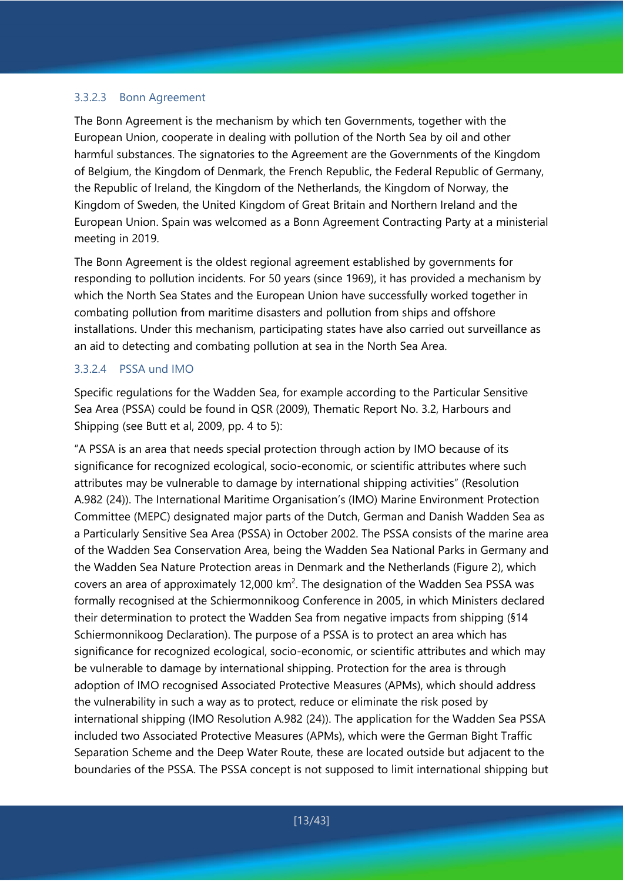#### 3.3.2.3 Bonn Agreement

The Bonn Agreement is the mechanism by which ten Governments, together with the European Union, cooperate in dealing with pollution of the North Sea by oil and other harmful substances. The signatories to the Agreement are the Governments of the Kingdom of Belgium, the Kingdom of Denmark, the French Republic, the Federal Republic of Germany, the Republic of Ireland, the Kingdom of the Netherlands, the Kingdom of Norway, the Kingdom of Sweden, the United Kingdom of Great Britain and Northern Ireland and the European Union. Spain was welcomed as a Bonn Agreement Contracting Party at a ministerial meeting in 2019.

The Bonn Agreement is the oldest regional agreement established by governments for responding to pollution incidents. For 50 years (since 1969), it has provided a mechanism by which the North Sea States and the European Union have successfully worked together in combating pollution from maritime disasters and pollution from ships and offshore installations. Under this mechanism, participating states have also carried out surveillance as an aid to detecting and combating pollution at sea in the North Sea Area.

#### 3.3.2.4 PSSA und IMO

Specific regulations for the Wadden Sea, for example according to the Particular Sensitive Sea Area (PSSA) could be found in QSR (2009), Thematic Report No. 3.2, Harbours and Shipping (see Butt et al, 2009, pp. 4 to 5):

"A PSSA is an area that needs special protection through action by IMO because of its significance for recognized ecological, socio-economic, or scientific attributes where such attributes may be vulnerable to damage by international shipping activities" (Resolution A.982 (24)). The International Maritime Organisation's (IMO) Marine Environment Protection Committee (MEPC) designated major parts of the Dutch, German and Danish Wadden Sea as a Particularly Sensitive Sea Area (PSSA) in October 2002. The PSSA consists of the marine area of the Wadden Sea Conservation Area, being the Wadden Sea National Parks in Germany and the Wadden Sea Nature Protection areas in Denmark and the Netherlands (Figure 2), which covers an area of approximately 12,000 km$^2$. The designation of the Wadden Sea PSSA was formally recognised at the Schiermonnikoog Conference in 2005, in which Ministers declared their determination to protect the Wadden Sea from negative impacts from shipping (§14 Schiermonnikoog Declaration). The purpose of a PSSA is to protect an area which has significance for recognized ecological, socio-economic, or scientific attributes and which may be vulnerable to damage by international shipping. Protection for the area is through adoption of IMO recognised Associated Protective Measures (APMs), which should address the vulnerability in such a way as to protect, reduce or eliminate the risk posed by international shipping (IMO Resolution A.982 (24)). The application for the Wadden Sea PSSA included two Associated Protective Measures (APMs), which were the German Bight Traffic Separation Scheme and the Deep Water Route, these are located outside but adjacent to the boundaries of the PSSA. The PSSA concept is not supposed to limit international shipping but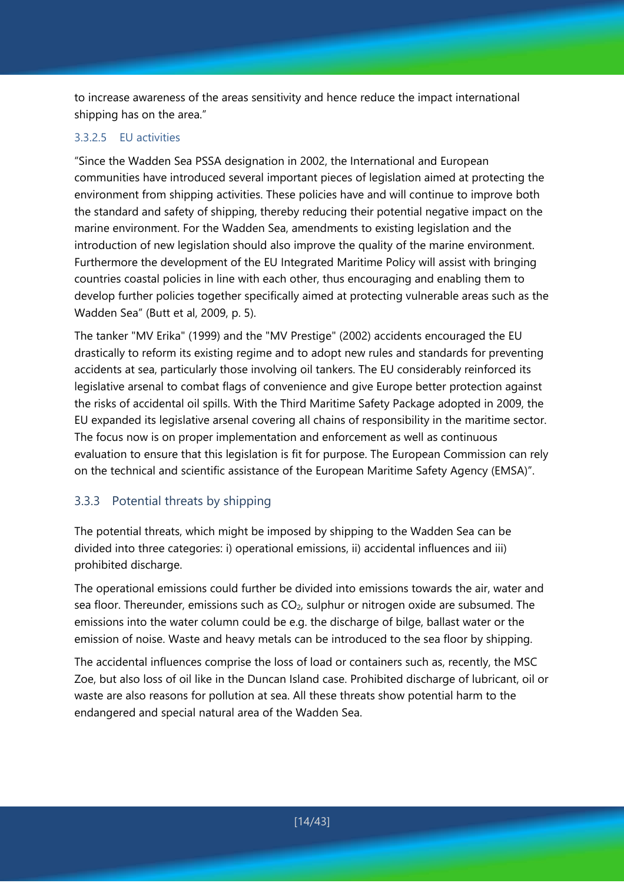to increase awareness of the areas sensitivity and hence reduce the impact international shipping has on the area."

#### 3.3.2.5 EU activities

"Since the Wadden Sea PSSA designation in 2002, the International and European communities have introduced several important pieces of legislation aimed at protecting the environment from shipping activities. These policies have and will continue to improve both the standard and safety of shipping, thereby reducing their potential negative impact on the marine environment. For the Wadden Sea, amendments to existing legislation and the introduction of new legislation should also improve the quality of the marine environment. Furthermore the development of the EU Integrated Maritime Policy will assist with bringing countries coastal policies in line with each other, thus encouraging and enabling them to develop further policies together specifically aimed at protecting vulnerable areas such as the Wadden Sea" (Butt et al, 2009, p. 5).

The tanker "MV Erika" (1999) and the "MV Prestige" (2002) accidents encouraged the EU drastically to reform its existing regime and to adopt new rules and standards for preventing accidents at sea, particularly those involving oil tankers. The EU considerably reinforced its legislative arsenal to combat flags of convenience and give Europe better protection against the risks of accidental oil spills. With the Third Maritime Safety Package adopted in 2009, the EU expanded its legislative arsenal covering all chains of responsibility in the maritime sector. The focus now is on proper implementation and enforcement as well as continuous evaluation to ensure that this legislation is fit for purpose. The European Commission can rely on the technical and scientific assistance of the European Maritime Safety Agency (EMSA)".

### 3.3.3 Potential threats by shipping

The potential threats, which might be imposed by shipping to the Wadden Sea can be divided into three categories: i) operational emissions, ii) accidental influences and iii) prohibited discharge.

The operational emissions could further be divided into emissions towards the air, water and sea floor. Thereunder, emissions such as $CO_2$, sulphur or nitrogen oxide are subsumed. The emissions into the water column could be e.g. the discharge of bilge, ballast water or the emission of noise. Waste and heavy metals can be introduced to the sea floor by shipping.

The accidental influences comprise the loss of load or containers such as, recently, the MSC Zoe, but also loss of oil like in the Duncan Island case. Prohibited discharge of lubricant, oil or waste are also reasons for pollution at sea. All these threats show potential harm to the endangered and special natural area of the Wadden Sea.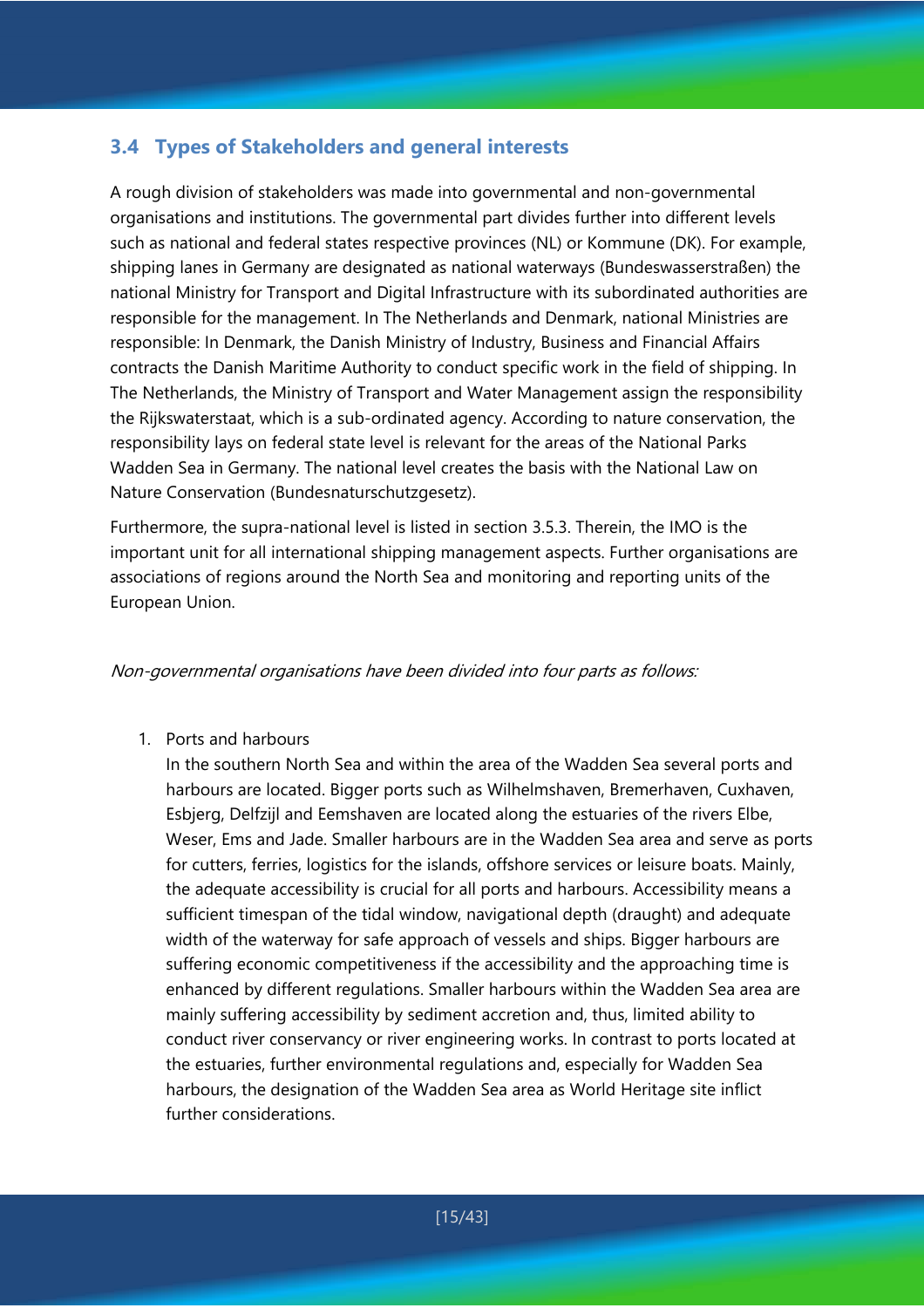## 3.4 Types of Stakeholders and general interests

A rough division of stakeholders was made into governmental and non-governmental organisations and institutions. The governmental part divides further into different levels such as national and federal states respective provinces (NL) or Kommune (DK). For example, shipping lanes in Germany are designated as national waterways (Bundeswasserstraßen) the national Ministry for Transport and Digital Infrastructure with its subordinated authorities are responsible for the management. In The Netherlands and Denmark, national Ministries are responsible: In Denmark, the Danish Ministry of Industry, Business and Financial Affairs contracts the Danish Maritime Authority to conduct specific work in the field of shipping. In The Netherlands, the Ministry of Transport and Water Management assign the responsibility the Rijkswaterstaat, which is a sub-ordinated agency. According to nature conservation, the responsibility lays on federal state level is relevant for the areas of the National Parks Wadden Sea in Germany. The national level creates the basis with the National Law on Nature Conservation (Bundesnaturschutzgesetz).

Furthermore, the supra-national level is listed in section 3.5.3. Therein, the IMO is the important unit for all international shipping management aspects. Further organisations are associations of regions around the North Sea and monitoring and reporting units of the European Union.

*Non-governmental organisations have been divided into four parts as follows:*

1. Ports and harbours
   In the southern North Sea and within the area of the Wadden Sea several ports and harbours are located. Bigger ports such as Wilhelmshaven, Bremerhaven, Cuxhaven, Esbjerg, Delfzijl and Eemshaven are located along the estuaries of the rivers Elbe, Weser, Ems and Jade. Smaller harbours are in the Wadden Sea area and serve as ports for cutters, ferries, logistics for the islands, offshore services or leisure boats. Mainly, the adequate accessibility is crucial for all ports and harbours. Accessibility means a sufficient timespan of the tidal window, navigational depth (draught) and adequate width of the waterway for safe approach of vessels and ships. Bigger harbours are suffering economic competitiveness if the accessibility and the approaching time is enhanced by different regulations. Smaller harbours within the Wadden Sea area are mainly suffering accessibility by sediment accretion and, thus, limited ability to conduct river conservancy or river engineering works. In contrast to ports located at the estuaries, further environmental regulations and, especially for Wadden Sea harbours, the designation of the Wadden Sea area as World Heritage site inflict further considerations.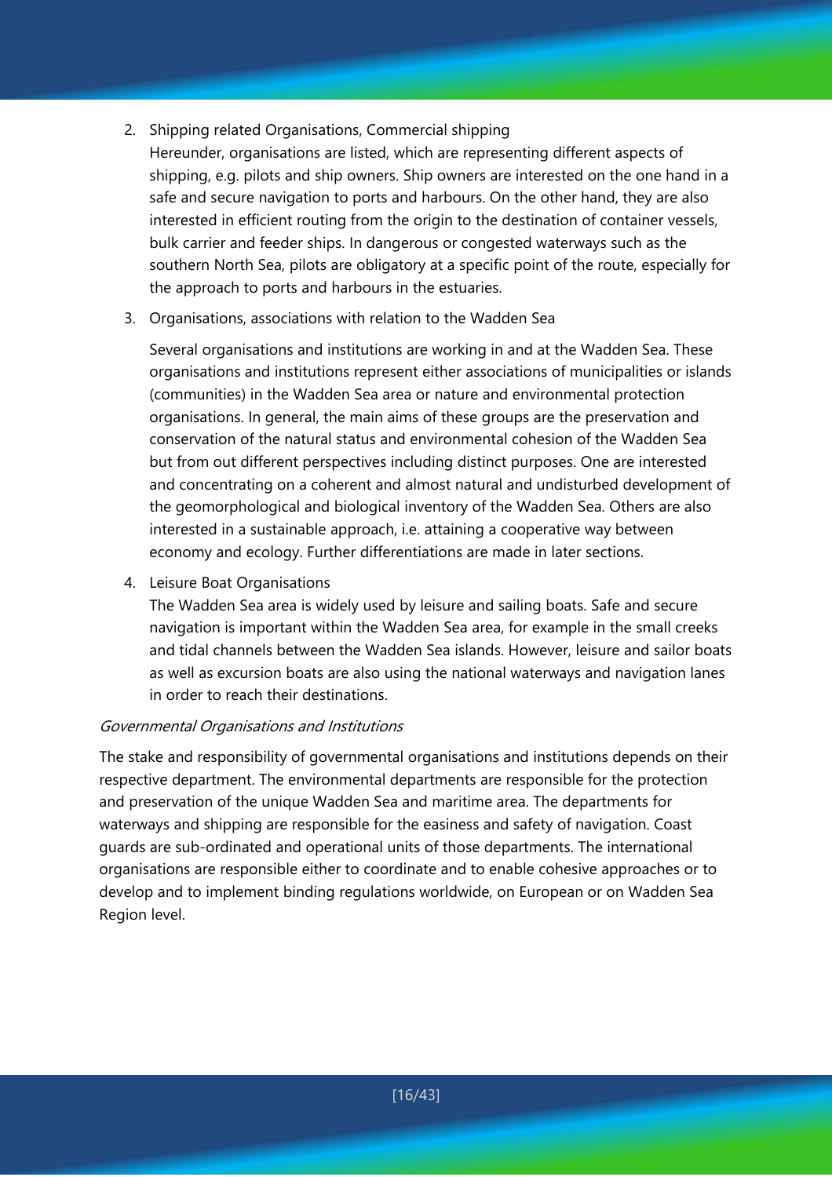2. Shipping related Organisations, Commercial shipping
   Hereunder, organisations are listed, which are representing different aspects of shipping, e.g. pilots and ship owners. Ship owners are interested on the one hand in a safe and secure navigation to ports and harbours. On the other hand, they are also interested in efficient routing from the origin to the destination of container vessels, bulk carrier and feeder ships. In dangerous or congested waterways such as the southern North Sea, pilots are obligatory at a specific point of the route, especially for the approach to ports and harbours in the estuaries.

3. Organisations, associations with relation to the Wadden Sea

   Several organisations and institutions are working in and at the Wadden Sea. These organisations and institutions represent either associations of municipalities or islands (communities) in the Wadden Sea area or nature and environmental protection organisations. In general, the main aims of these groups are the preservation and conservation of the natural status and environmental cohesion of the Wadden Sea but from out different perspectives including distinct purposes. One are interested and concentrating on a coherent and almost natural and undisturbed development of the geomorphological and biological inventory of the Wadden Sea. Others are also interested in a sustainable approach, i.e. attaining a cooperative way between economy and ecology. Further differentiations are made in later sections.

4. Leisure Boat Organisations
   The Wadden Sea area is widely used by leisure and sailing boats. Safe and secure navigation is important within the Wadden Sea area, for example in the small creeks and tidal channels between the Wadden Sea islands. However, leisure and sailor boats as well as excursion boats are also using the national waterways and navigation lanes in order to reach their destinations.

*Governmental Organisations and Institutions*

The stake and responsibility of governmental organisations and institutions depends on their respective department. The environmental departments are responsible for the protection and preservation of the unique Wadden Sea and maritime area. The departments for waterways and shipping are responsible for the easiness and safety of navigation. Coast guards are sub-ordinated and operational units of those departments. The international organisations are responsible either to coordinate and to enable cohesive approaches or to develop and to implement binding regulations worldwide, on European or on Wadden Sea Region level.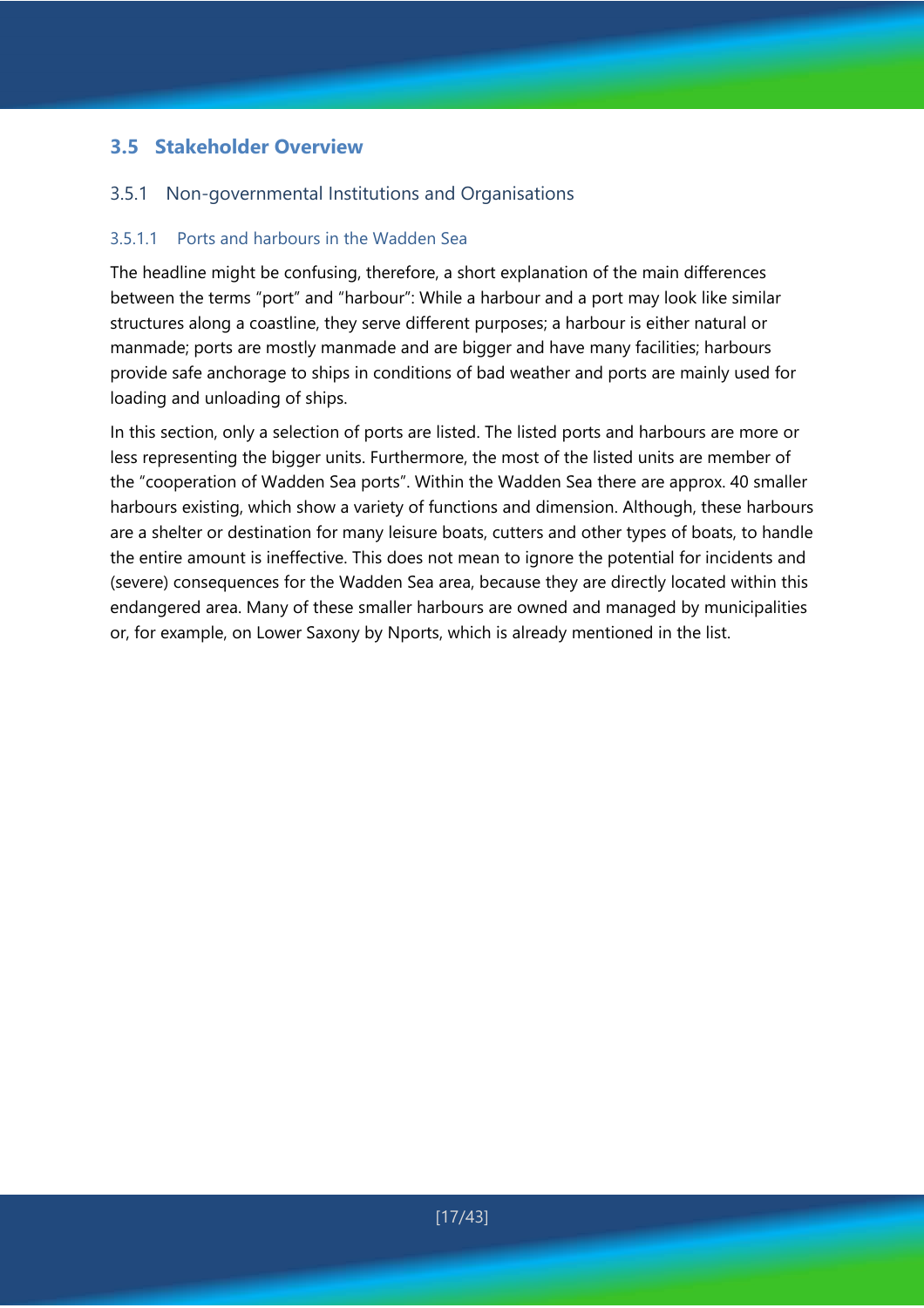## 3.5 Stakeholder Overview

### 3.5.1 Non-governmental Institutions and Organisations

#### 3.5.1.1 Ports and harbours in the Wadden Sea

The headline might be confusing, therefore, a short explanation of the main differences between the terms "port" and "harbour": While a harbour and a port may look like similar structures along a coastline, they serve different purposes; a harbour is either natural or manmade; ports are mostly manmade and are bigger and have many facilities; harbours provide safe anchorage to ships in conditions of bad weather and ports are mainly used for loading and unloading of ships.

In this section, only a selection of ports are listed. The listed ports and harbours are more or less representing the bigger units. Furthermore, the most of the listed units are member of the "cooperation of Wadden Sea ports". Within the Wadden Sea there are approx. 40 smaller harbours existing, which show a variety of functions and dimension. Although, these harbours are a shelter or destination for many leisure boats, cutters and other types of boats, to handle the entire amount is ineffective. This does not mean to ignore the potential for incidents and (severe) consequences for the Wadden Sea area, because they are directly located within this endangered area. Many of these smaller harbours are owned and managed by municipalities or, for example, on Lower Saxony by Nports, which is already mentioned in the list.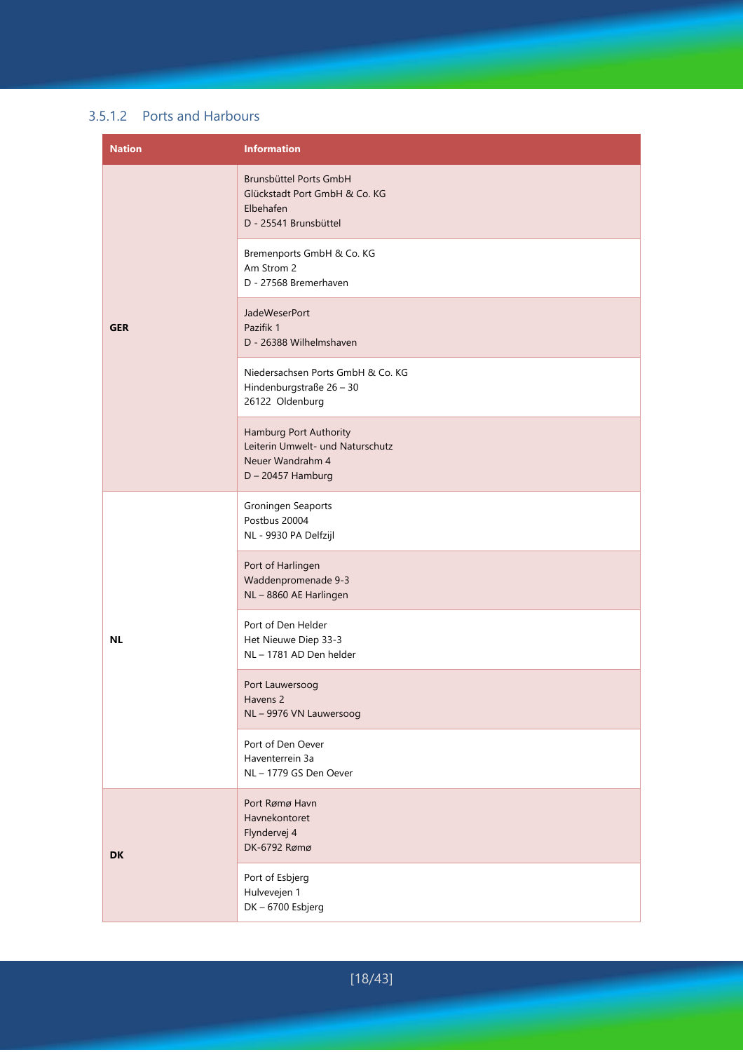### 3.5.1.2 Ports and Harbours

| Nation | Information |
|---|---|
| GER | Brunsbüttel Ports GmbH<br>Glückstadt Port GmbH & Co. KG<br>Elbehafen<br>D - 25541 Brunsbüttel |
| | Bremenports GmbH & Co. KG<br>Am Strom 2<br>D - 27568 Bremerhaven |
| | JadeWeserPort<br>Pazifik 1<br>D - 26388 Wilhelmshaven |
| | Niedersachsen Ports GmbH & Co. KG<br>Hindenburgstraße 26 – 30<br>26122 Oldenburg |
| | Hamburg Port Authority<br>Leiterin Umwelt- und Naturschutz<br>Neuer Wandrahm 4<br>D – 20457 Hamburg |
| NL | Groningen Seaports<br>Postbus 20004<br>NL - 9930 PA Delfzijl |
| | Port of Harlingen<br>Waddenpromenade 9-3<br>NL – 8860 AE Harlingen |
| | Port of Den Helder<br>Het Nieuwe Diep 33-3<br>NL – 1781 AD Den helder |
| | Port Lauwersoog<br>Havens 2<br>NL – 9976 VN Lauwersoog |
| | Port of Den Oever<br>Haventerrein 3a<br>NL – 1779 GS Den Oever |
| DK | Port Rømø Havn<br>Havnekontoret<br>Flyndervej 4<br>DK-6792 Rømø |
| | Port of Esbjerg<br>Hulvevejen 1<br>DK – 6700 Esbjerg |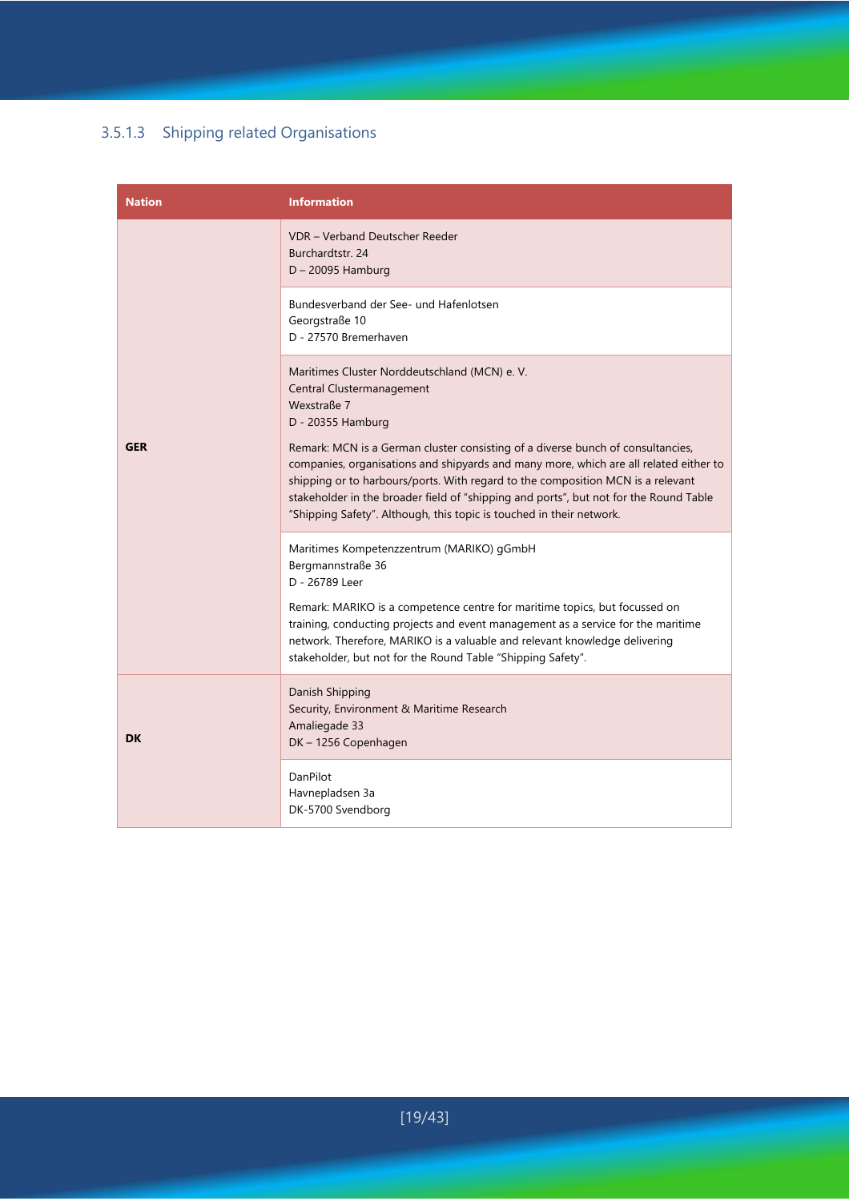### 3.5.1.3 Shipping related Organisations

| Nation | Information |
|---|---|
| GER | VDR – Verband Deutscher Reeder<br>Burchardtstr. 24<br>D – 20095 Hamburg |
| | Bundesverband der See- und Hafenlotsen<br>Georgstraße 10<br>D - 27570 Bremerhaven |
| | Maritimes Cluster Norddeutschland (MCN) e. V.<br>Central Clustermanagement<br>Wexstraße 7<br>D - 20355 Hamburg<br><br>Remark: MCN is a German cluster consisting of a diverse bunch of consultancies, companies, organisations and shipyards and many more, which are all related either to shipping or to harbours/ports. With regard to the composition MCN is a relevant stakeholder in the broader field of "shipping and ports", but not for the Round Table "Shipping Safety". Although, this topic is touched in their network. |
| | Maritimes Kompetenzzentrum (MARIKO) gGmbH<br>Bergmannstraße 36<br>D - 26789 Leer<br><br>Remark: MARIKO is a competence centre for maritime topics, but focussed on training, conducting projects and event management as a service for the maritime network. Therefore, MARIKO is a valuable and relevant knowledge delivering stakeholder, but not for the Round Table "Shipping Safety". |
| DK | Danish Shipping<br>Security, Environment & Maritime Research<br>Amaliegade 33<br>DK – 1256 Copenhagen |
| | DanPilot<br>Havnepladsen 3a<br>DK-5700 Svendborg |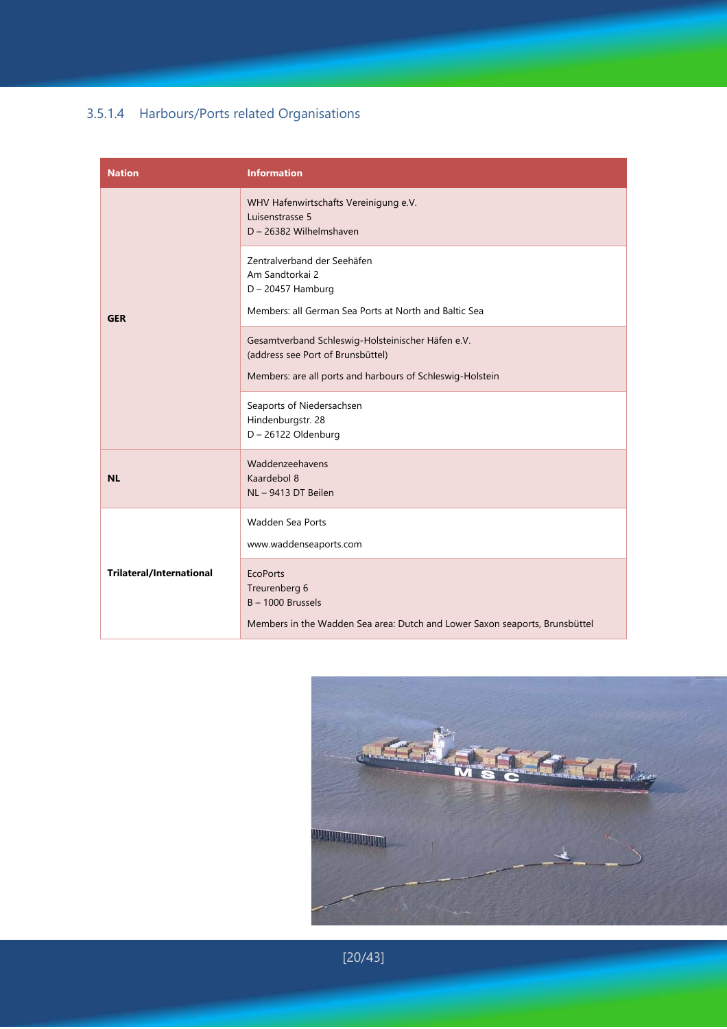### 3.5.1.4 Harbours/Ports related Organisations

| Nation | Information |
|---|---|
| GER | WHV Hafenwirtschafts Vereinigung e.V.<br>Luisenstrasse 5<br>D – 26382 Wilhelmshaven |
| | Zentralverband der Seehäfen<br>Am Sandtorkai 2<br>D – 20457 Hamburg<br><br>Members: all German Sea Ports at North and Baltic Sea |
| | Gesamtverband Schleswig-Holsteinischer Häfen e.V.<br>(address see Port of Brunsbüttel)<br><br>Members: are all ports and harbours of Schleswig-Holstein |
| | Seaports of Niedersachsen<br>Hindenburgstr. 28<br>D – 26122 Oldenburg |
| NL | Waddenzeehavens<br>Kaardebol 8<br>NL – 9413 DT Beilen |
| Trilateral/International | Wadden Sea Ports<br><br>www.waddenseaports.com |
| | EcoPorts<br>Treurenberg 6<br>B – 1000 Brussels<br><br>Members in the Wadden Sea area: Dutch and Lower Saxon seaports, Brunsbüttel |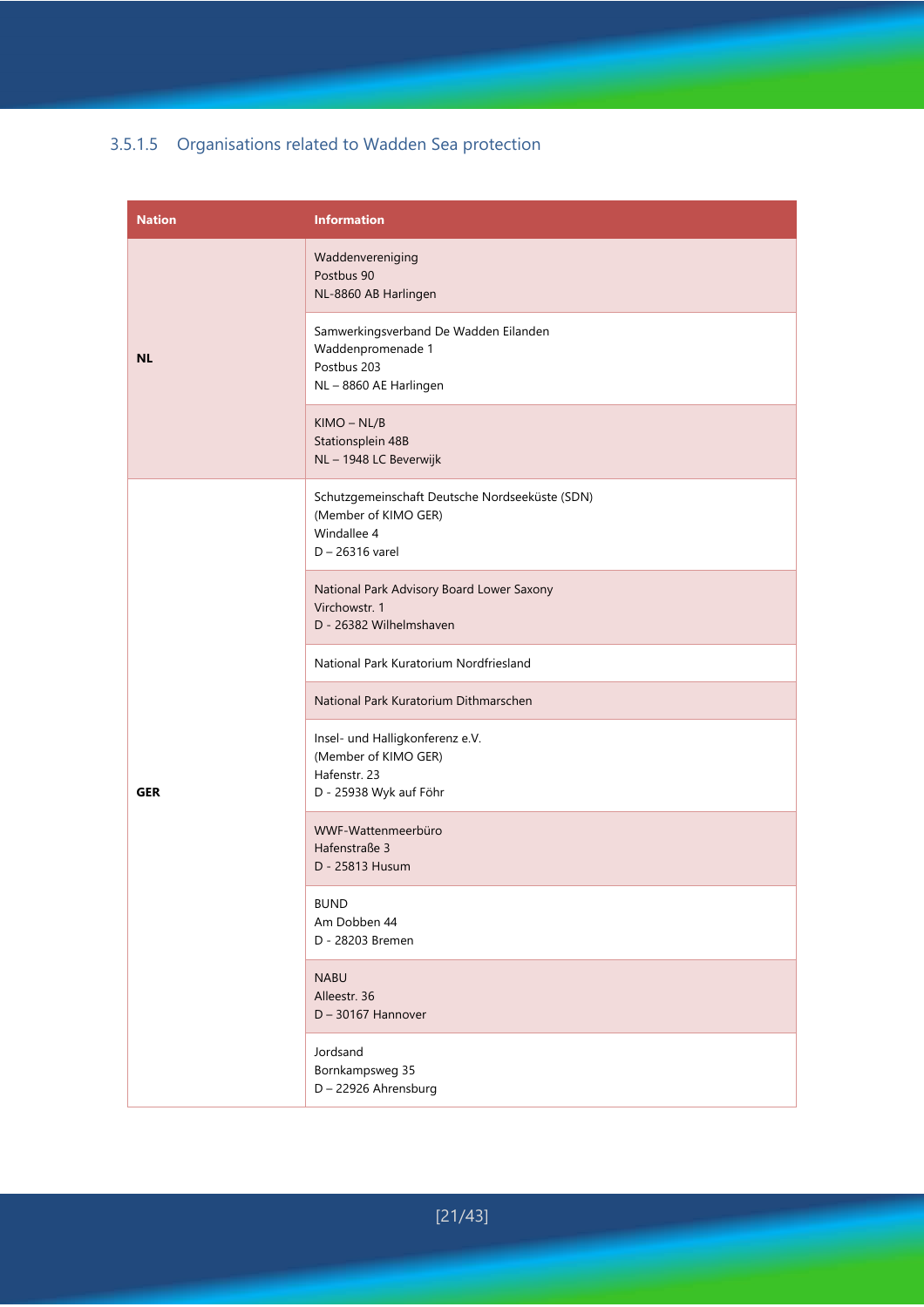### 3.5.1.5 Organisations related to Wadden Sea protection

| Nation | Information |
|---|---|
| NL | Waddenvereniging<br>Postbus 90<br>NL-8860 AB Harlingen |
| | Samwerkingsverband De Wadden Eilanden<br>Waddenpromenade 1<br>Postbus 203<br>NL – 8860 AE Harlingen |
| | KIMO – NL/B<br>Stationsplein 48B<br>NL – 1948 LC Beverwijk |
| GER | Schutzgemeinschaft Deutsche Nordseeküste (SDN)<br>(Member of KIMO GER)<br>Windallee 4<br>D – 26316 varel |
| | National Park Advisory Board Lower Saxony<br>Virchowstr. 1<br>D - 26382 Wilhelmshaven |
| | National Park Kuratorium Nordfriesland |
| | National Park Kuratorium Dithmarschen |
| | Insel- und Halligkonferenz e.V.<br>(Member of KIMO GER)<br>Hafenstr. 23<br>D - 25938 Wyk auf Föhr |
| | WWF-Wattenmeerbüro<br>Hafenstraße 3<br>D - 25813 Husum |
| | BUND<br>Am Dobben 44<br>D - 28203 Bremen |
| | NABU<br>Alleestr. 36<br>D – 30167 Hannover |
| | Jordsand<br>Bornkampsweg 35<br>D – 22926 Ahrensburg |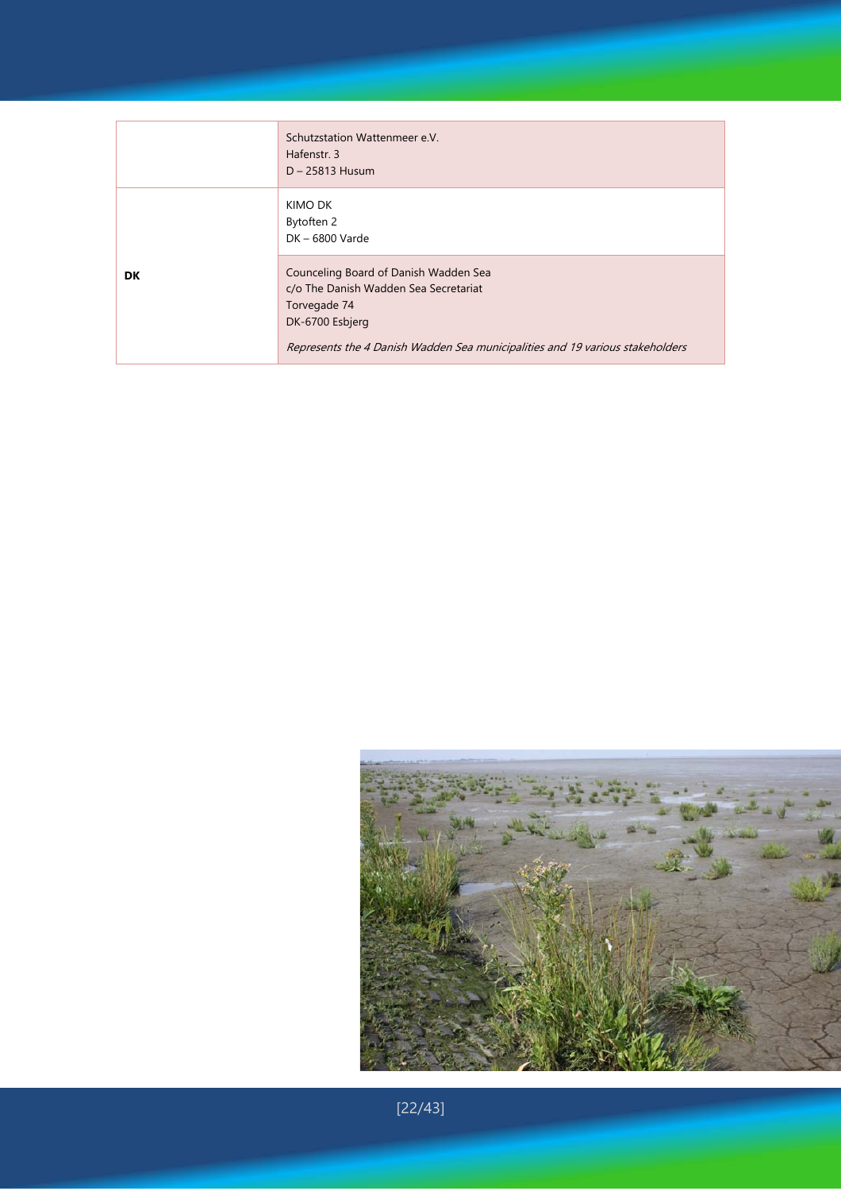| | |
|---|---|
| | Schutzstation Wattenmeer e.V.<br>Hafenstr. 3<br>D – 25813 Husum |
| DK | KIMO DK<br>Bytoften 2<br>DK – 6800 Varde |
| | Counceling Board of Danish Wadden Sea<br>c/o The Danish Wadden Sea Secretariat<br>Torvegade 74<br>DK-6700 Esbjerg<br><br>*Represents the 4 Danish Wadden Sea municipalities and 19 various stakeholders* |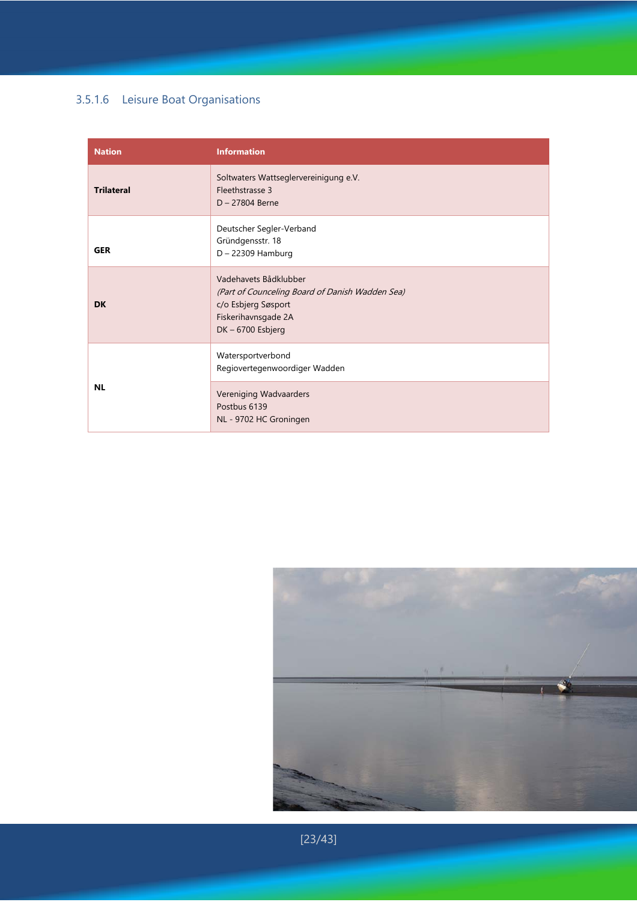### 3.5.1.6 Leisure Boat Organisations

| Nation | Information |
|---|---|
| **Trilateral** | Soltwaters Wattseglervereinigung e.V.<br>Fleethstrasse 3<br>D – 27804 Berne |
| **GER** | Deutscher Segler-Verband<br>Gründgensstr. 18<br>D – 22309 Hamburg |
| **DK** | Vadehavets Bådklubber<br>*(Part of Counceling Board of Danish Wadden Sea)*<br>c/o Esbjerg Søsport<br>Fiskerihavnsgade 2A<br>DK – 6700 Esbjerg |
| **NL** | Watersportverbond<br>Regiovertegenwoordiger Wadden |
| | Vereniging Wadvaarders<br>Postbus 6139<br>NL - 9702 HC Groningen |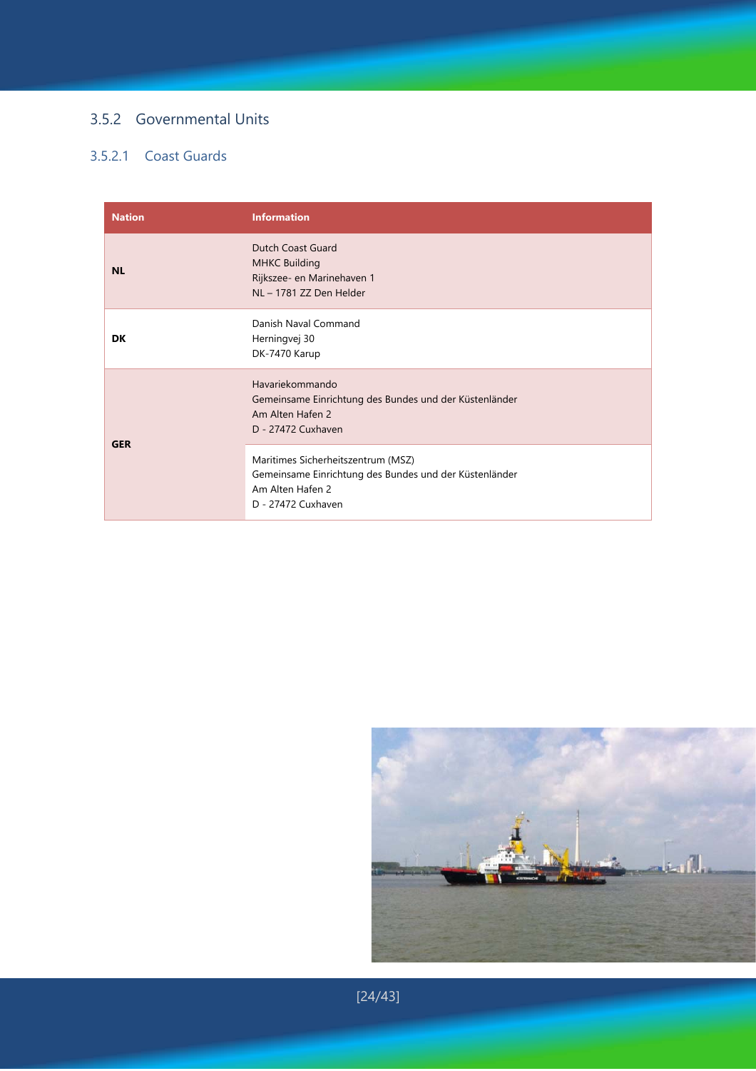## 3.5.2 Governmental Units

### 3.5.2.1 Coast Guards

| Nation | Information |
|---|---|
| NL | Dutch Coast Guard<br>MHKC Building<br>Rijkszee- en Marinehaven 1<br>NL – 1781 ZZ Den Helder |
| DK | Danish Naval Command<br>Herningvej 30<br>DK-7470 Karup |
| GER | Havariekommando<br>Gemeinsame Einrichtung des Bundes und der Küstenländer<br>Am Alten Hafen 2<br>D - 27472 Cuxhaven |
| | Maritimes Sicherheitszentrum (MSZ)<br>Gemeinsame Einrichtung des Bundes und der Küstenländer<br>Am Alten Hafen 2<br>D - 27472 Cuxhaven |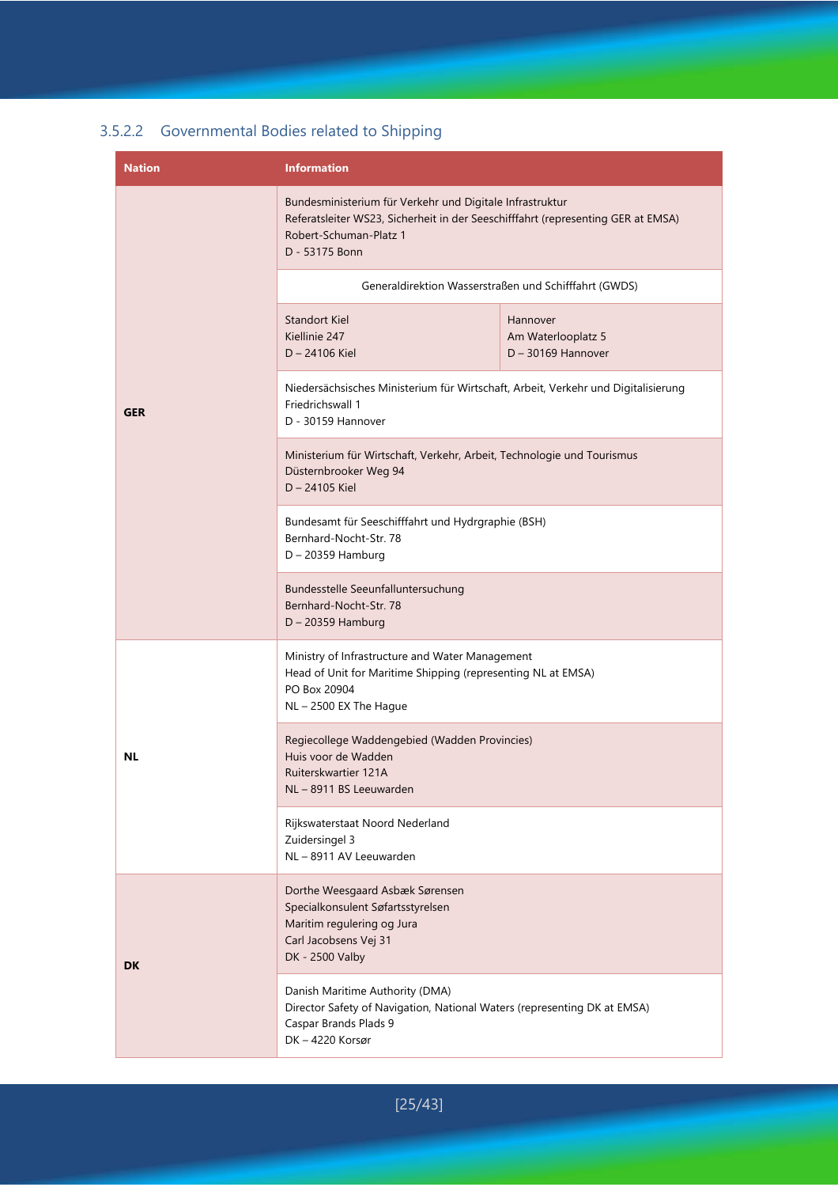### 3.5.2.2 Governmental Bodies related to Shipping

| Nation | Information | |
|---|---|---|
| GER | Bundesministerium für Verkehr und Digitale Infrastruktur<br>Referatsleiter WS23, Sicherheit in der Seeschifffahrt (representing GER at EMSA)<br>Robert-Schuman-Platz 1<br>D - 53175 Bonn | |
| | Generaldirektion Wasserstraßen und Schifffahrt (GWDS) | |
| | Standort Kiel<br>Kiellinie 247<br>D – 24106 Kiel | Hannover<br>Am Waterlooplatz 5<br>D – 30169 Hannover |
| | Niedersächsisches Ministerium für Wirtschaft, Arbeit, Verkehr und Digitalisierung<br>Friedrichswall 1<br>D - 30159 Hannover | |
| | Ministerium für Wirtschaft, Verkehr, Arbeit, Technologie und Tourismus<br>Düsternbrooker Weg 94<br>D – 24105 Kiel | |
| | Bundesamt für Seeschifffahrt und Hydrgraphie (BSH)<br>Bernhard-Nocht-Str. 78<br>D – 20359 Hamburg | |
| | Bundesstelle Seeunfalluntersuchung<br>Bernhard-Nocht-Str. 78<br>D – 20359 Hamburg | |
| NL | Ministry of Infrastructure and Water Management<br>Head of Unit for Maritime Shipping (representing NL at EMSA)<br>PO Box 20904<br>NL – 2500 EX The Hague | |
| | Regiecollege Waddengebied (Wadden Provincies)<br>Huis voor de Wadden<br>Ruiterskwartier 121A<br>NL – 8911 BS Leeuwarden | |
| | Rijkswaterstaat Noord Nederland<br>Zuidersingel 3<br>NL – 8911 AV Leeuwarden | |
| DK | Dorthe Weesgaard Asbæk Sørensen<br>Specialkonsulent Søfartsstyrelsen<br>Maritim regulering og Jura<br>Carl Jacobsens Vej 31<br>DK - 2500 Valby | |
| | Danish Maritime Authority (DMA)<br>Director Safety of Navigation, National Waters (representing DK at EMSA)<br>Caspar Brands Plads 9<br>DK – 4220 Korsør | |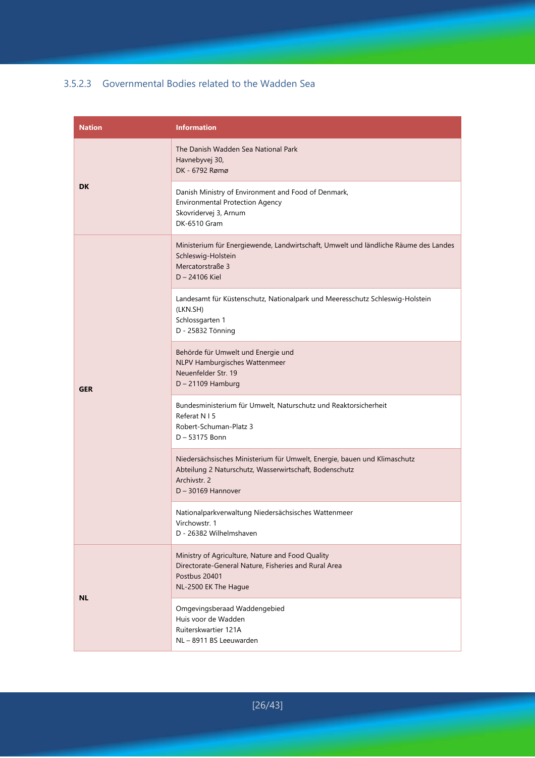### 3.5.2.3 Governmental Bodies related to the Wadden Sea

| Nation | Information |
|---|---|
| DK | The Danish Wadden Sea National Park<br>Havnebyvej 30,<br>DK - 6792 Rømø |
| | Danish Ministry of Environment and Food of Denmark,<br>Environmental Protection Agency<br>Skovridervej 3, Arnum<br>DK-6510 Gram |
| GER | Ministerium für Energiewende, Landwirtschaft, Umwelt und ländliche Räume des Landes Schleswig-Holstein<br>Mercatorstraße 3<br>D – 24106 Kiel |
| | Landesamt für Küstenschutz, Nationalpark und Meeresschutz Schleswig-Holstein (LKN.SH)<br>Schlossgarten 1<br>D - 25832 Tönning |
| | Behörde für Umwelt und Energie und<br>NLPV Hamburgisches Wattenmeer<br>Neuenfelder Str. 19<br>D – 21109 Hamburg |
| | Bundesministerium für Umwelt, Naturschutz und Reaktorsicherheit<br>Referat N I 5<br>Robert-Schuman-Platz 3<br>D – 53175 Bonn |
| | Niedersächsisches Ministerium für Umwelt, Energie, bauen und Klimaschutz<br>Abteilung 2 Naturschutz, Wasserwirtschaft, Bodenschutz<br>Archivstr. 2<br>D – 30169 Hannover |
| | Nationalparkverwaltung Niedersächsisches Wattenmeer<br>Virchowstr. 1<br>D - 26382 Wilhelmshaven |
| NL | Ministry of Agriculture, Nature and Food Quality<br>Directorate-General Nature, Fisheries and Rural Area<br>Postbus 20401<br>NL-2500 EK The Hague |
| | Omgevingsberaad Waddengebied<br>Huis voor de Wadden<br>Ruiterskwartier 121A<br>NL – 8911 BS Leeuwarden |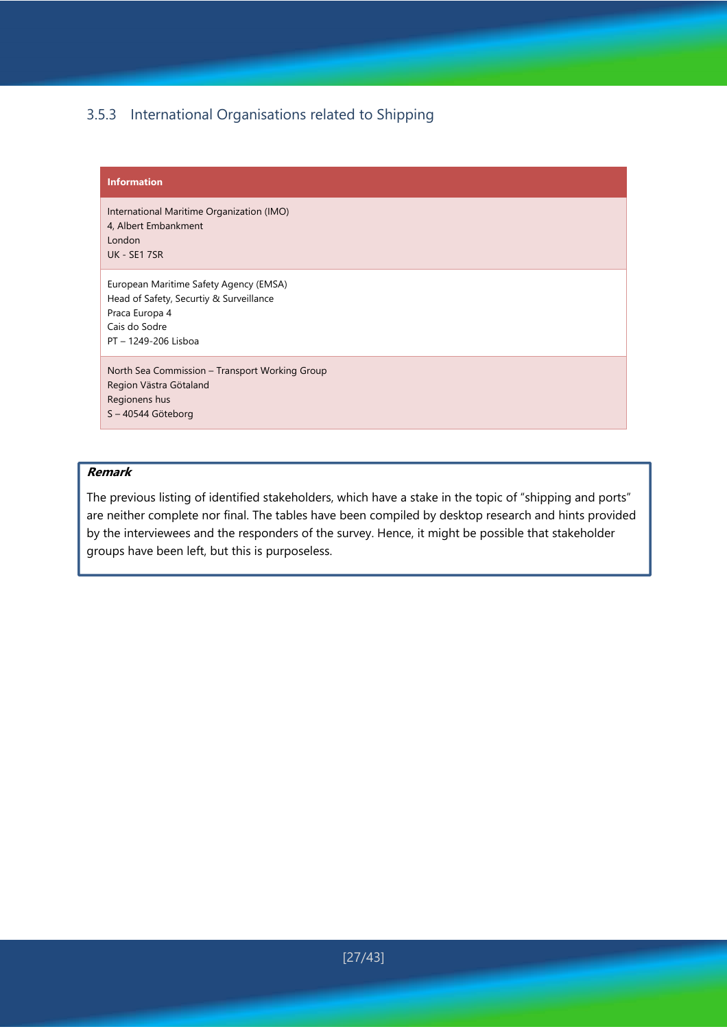### 3.5.3 International Organisations related to Shipping

| Information |
|---|
| International Maritime Organization (IMO)<br>4, Albert Embankment<br>London<br>UK - SE1 7SR |
| European Maritime Safety Agency (EMSA)<br>Head of Safety, Securtiy & Surveillance<br>Praca Europa 4<br>Cais do Sodre<br>PT – 1249-206 Lisboa |
| North Sea Commission – Transport Working Group<br>Region Västra Götaland<br>Regionens hus<br>S – 40544 Göteborg |

> ***Remark***
>
> The previous listing of identified stakeholders, which have a stake in the topic of "shipping and ports" are neither complete nor final. The tables have been compiled by desktop research and hints provided by the interviewees and the responders of the survey. Hence, it might be possible that stakeholder groups have been left, but this is purposeless.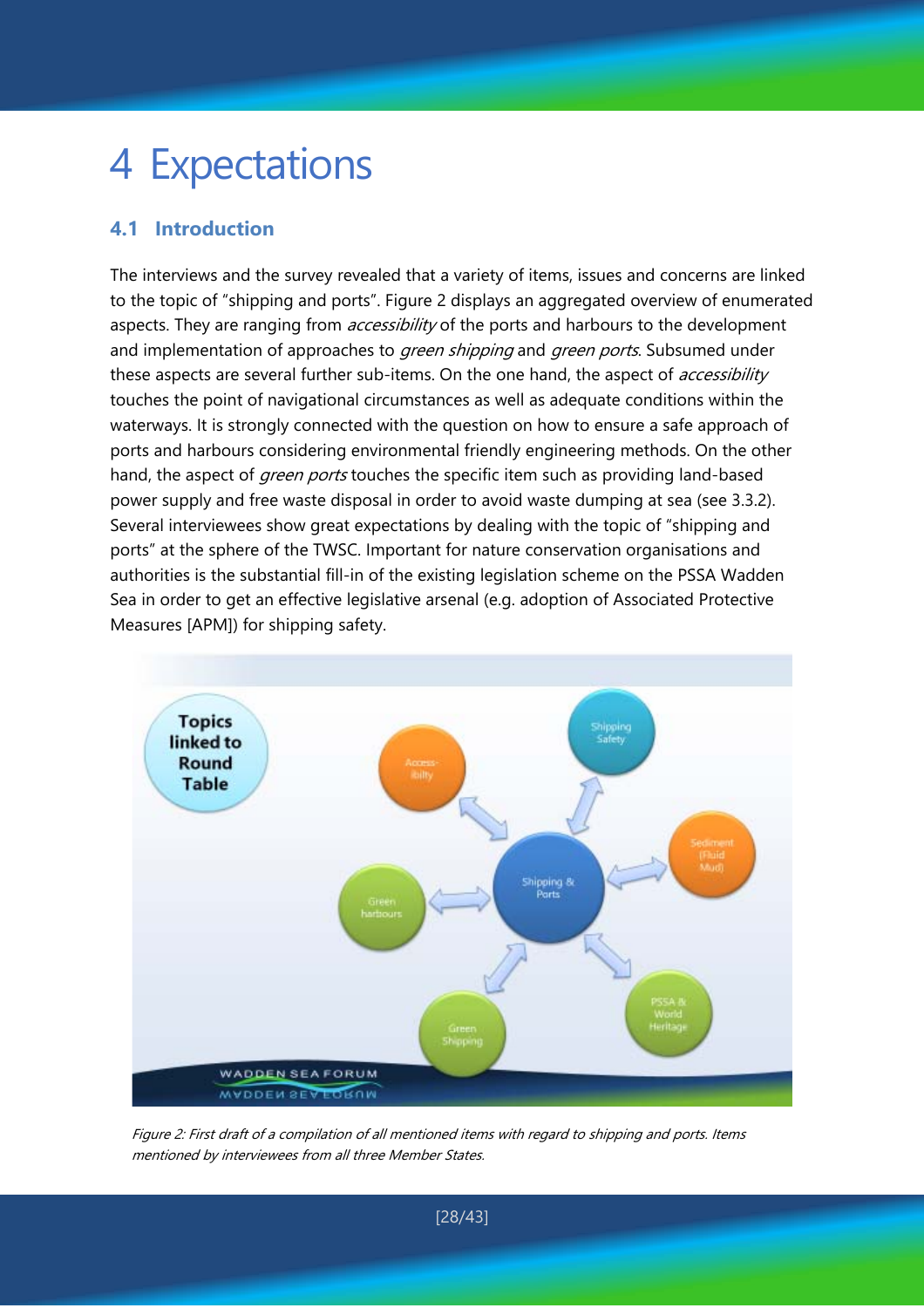# 4 Expectations

## 4.1 Introduction

The interviews and the survey revealed that a variety of items, issues and concerns are linked to the topic of "shipping and ports". Figure 2 displays an aggregated overview of enumerated aspects. They are ranging from *accessibility* of the ports and harbours to the development and implementation of approaches to *green shipping* and *green ports*. Subsumed under these aspects are several further sub-items. On the one hand, the aspect of *accessibility* touches the point of navigational circumstances as well as adequate conditions within the waterways. It is strongly connected with the question on how to ensure a safe approach of ports and harbours considering environmental friendly engineering methods. On the other hand, the aspect of *green ports* touches the specific item such as providing land-based power supply and free waste disposal in order to avoid waste dumping at sea (see 3.3.2). Several interviewees show great expectations by dealing with the topic of "shipping and ports" at the sphere of the TWSC. Important for nature conservation organisations and authorities is the substantial fill-in of the existing legislation scheme on the PSSA Wadden Sea in order to get an effective legislative arsenal (e.g. adoption of Associated Protective Measures [APM]) for shipping safety.

*Figure 2: First draft of a compilation of all mentioned items with regard to shipping and ports. Items mentioned by interviewees from all three Member States.*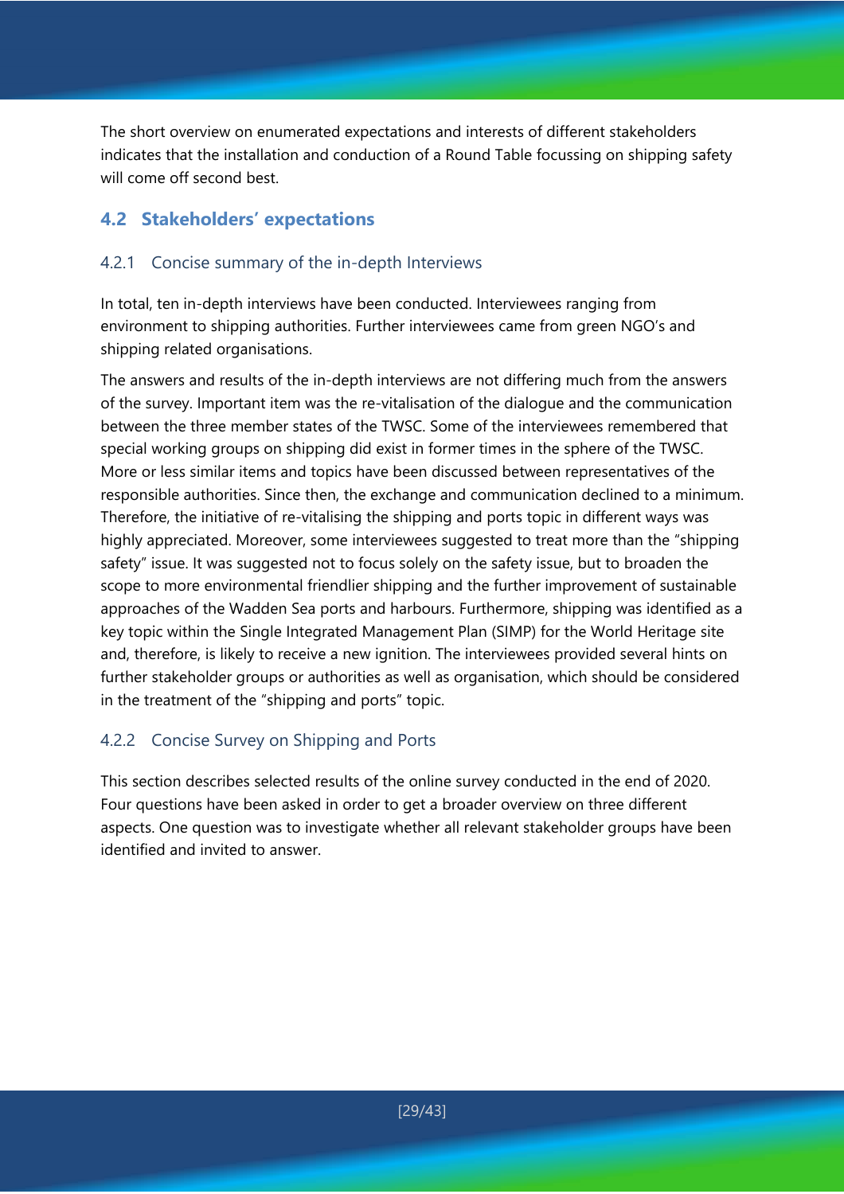The short overview on enumerated expectations and interests of different stakeholders indicates that the installation and conduction of a Round Table focussing on shipping safety will come off second best.

## 4.2 Stakeholders' expectations

### 4.2.1 Concise summary of the in-depth Interviews

In total, ten in-depth interviews have been conducted. Interviewees ranging from environment to shipping authorities. Further interviewees came from green NGO's and shipping related organisations.

The answers and results of the in-depth interviews are not differing much from the answers of the survey. Important item was the re-vitalisation of the dialogue and the communication between the three member states of the TWSC. Some of the interviewees remembered that special working groups on shipping did exist in former times in the sphere of the TWSC. More or less similar items and topics have been discussed between representatives of the responsible authorities. Since then, the exchange and communication declined to a minimum. Therefore, the initiative of re-vitalising the shipping and ports topic in different ways was highly appreciated. Moreover, some interviewees suggested to treat more than the "shipping safety" issue. It was suggested not to focus solely on the safety issue, but to broaden the scope to more environmental friendlier shipping and the further improvement of sustainable approaches of the Wadden Sea ports and harbours. Furthermore, shipping was identified as a key topic within the Single Integrated Management Plan (SIMP) for the World Heritage site and, therefore, is likely to receive a new ignition. The interviewees provided several hints on further stakeholder groups or authorities as well as organisation, which should be considered in the treatment of the "shipping and ports" topic.

### 4.2.2 Concise Survey on Shipping and Ports

This section describes selected results of the online survey conducted in the end of 2020. Four questions have been asked in order to get a broader overview on three different aspects. One question was to investigate whether all relevant stakeholder groups have been identified and invited to answer.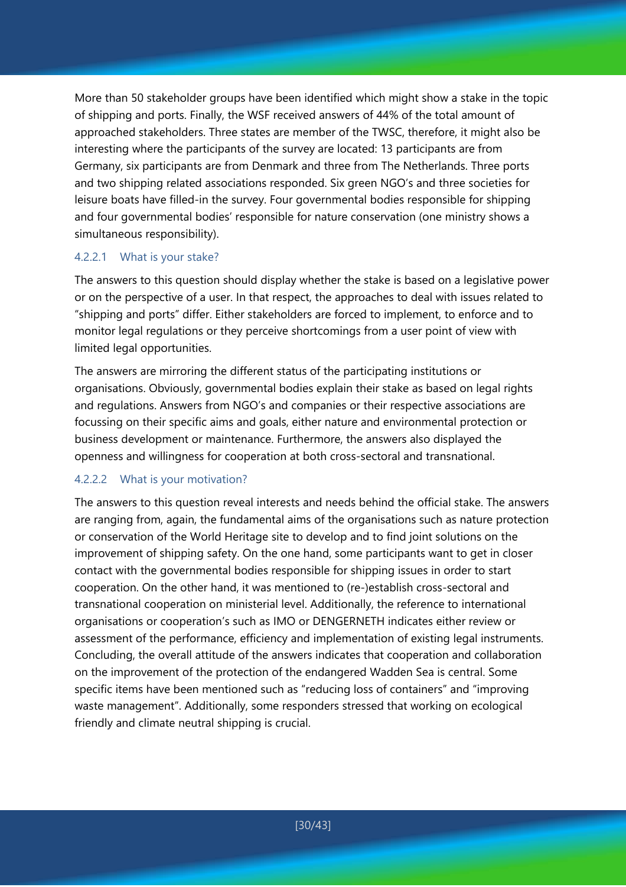More than 50 stakeholder groups have been identified which might show a stake in the topic of shipping and ports. Finally, the WSF received answers of 44% of the total amount of approached stakeholders. Three states are member of the TWSC, therefore, it might also be interesting where the participants of the survey are located: 13 participants are from Germany, six participants are from Denmark and three from The Netherlands. Three ports and two shipping related associations responded. Six green NGO's and three societies for leisure boats have filled-in the survey. Four governmental bodies responsible for shipping and four governmental bodies' responsible for nature conservation (one ministry shows a simultaneous responsibility).

#### 4.2.2.1 What is your stake?

The answers to this question should display whether the stake is based on a legislative power or on the perspective of a user. In that respect, the approaches to deal with issues related to "shipping and ports" differ. Either stakeholders are forced to implement, to enforce and to monitor legal regulations or they perceive shortcomings from a user point of view with limited legal opportunities.

The answers are mirroring the different status of the participating institutions or organisations. Obviously, governmental bodies explain their stake as based on legal rights and regulations. Answers from NGO's and companies or their respective associations are focussing on their specific aims and goals, either nature and environmental protection or business development or maintenance. Furthermore, the answers also displayed the openness and willingness for cooperation at both cross-sectoral and transnational.

#### 4.2.2.2 What is your motivation?

The answers to this question reveal interests and needs behind the official stake. The answers are ranging from, again, the fundamental aims of the organisations such as nature protection or conservation of the World Heritage site to develop and to find joint solutions on the improvement of shipping safety. On the one hand, some participants want to get in closer contact with the governmental bodies responsible for shipping issues in order to start cooperation. On the other hand, it was mentioned to (re-)establish cross-sectoral and transnational cooperation on ministerial level. Additionally, the reference to international organisations or cooperation's such as IMO or DENGERNETH indicates either review or assessment of the performance, efficiency and implementation of existing legal instruments. Concluding, the overall attitude of the answers indicates that cooperation and collaboration on the improvement of the protection of the endangered Wadden Sea is central. Some specific items have been mentioned such as "reducing loss of containers" and "improving waste management". Additionally, some responders stressed that working on ecological friendly and climate neutral shipping is crucial.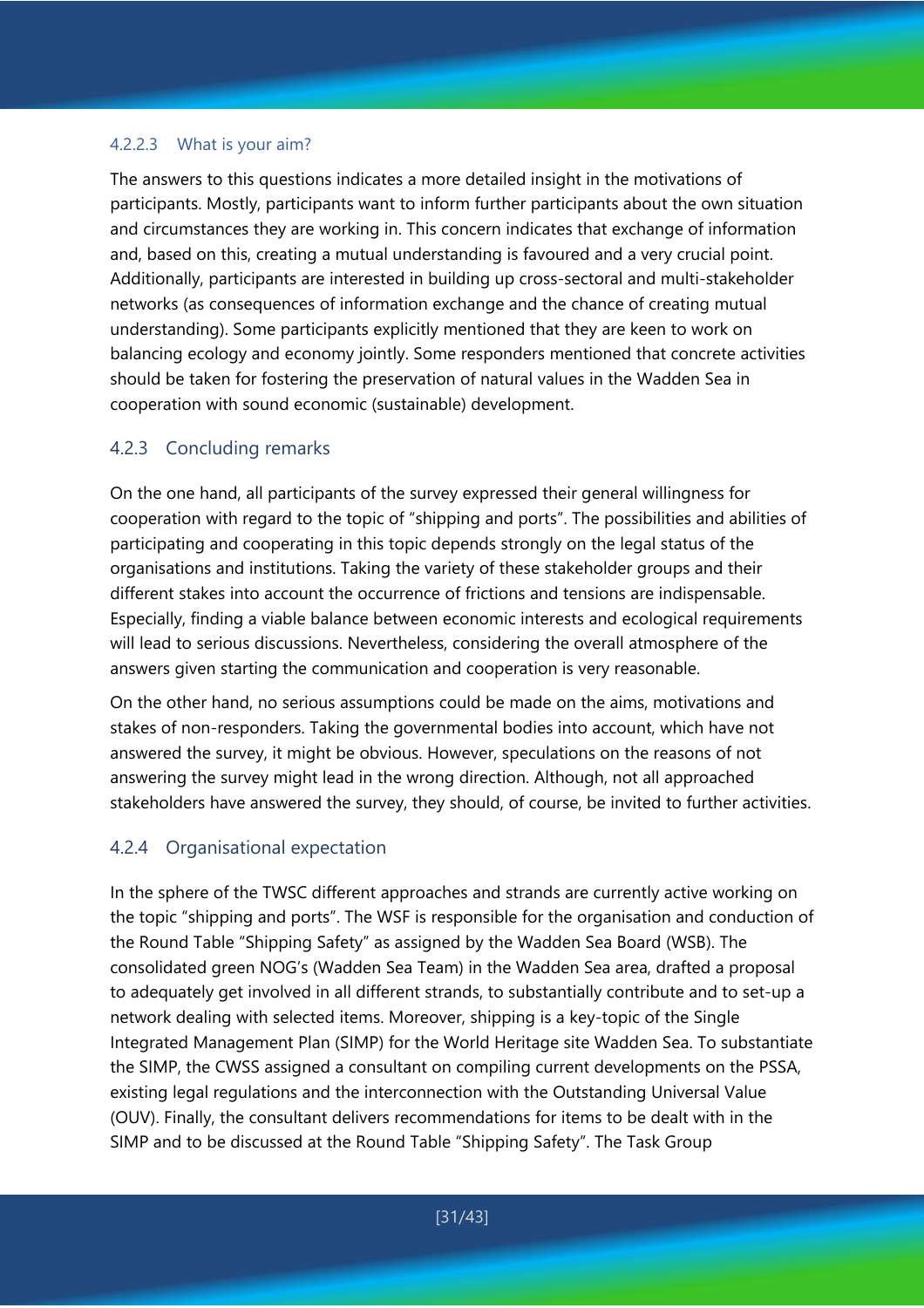#### 4.2.2.3 What is your aim?

The answers to this questions indicates a more detailed insight in the motivations of participants. Mostly, participants want to inform further participants about the own situation and circumstances they are working in. This concern indicates that exchange of information and, based on this, creating a mutual understanding is favoured and a very crucial point. Additionally, participants are interested in building up cross-sectoral and multi-stakeholder networks (as consequences of information exchange and the chance of creating mutual understanding). Some participants explicitly mentioned that they are keen to work on balancing ecology and economy jointly. Some responders mentioned that concrete activities should be taken for fostering the preservation of natural values in the Wadden Sea in cooperation with sound economic (sustainable) development.

### 4.2.3 Concluding remarks

On the one hand, all participants of the survey expressed their general willingness for cooperation with regard to the topic of "shipping and ports". The possibilities and abilities of participating and cooperating in this topic depends strongly on the legal status of the organisations and institutions. Taking the variety of these stakeholder groups and their different stakes into account the occurrence of frictions and tensions are indispensable. Especially, finding a viable balance between economic interests and ecological requirements will lead to serious discussions. Nevertheless, considering the overall atmosphere of the answers given starting the communication and cooperation is very reasonable.

On the other hand, no serious assumptions could be made on the aims, motivations and stakes of non-responders. Taking the governmental bodies into account, which have not answered the survey, it might be obvious. However, speculations on the reasons of not answering the survey might lead in the wrong direction. Although, not all approached stakeholders have answered the survey, they should, of course, be invited to further activities.

### 4.2.4 Organisational expectation

In the sphere of the TWSC different approaches and strands are currently active working on the topic "shipping and ports". The WSF is responsible for the organisation and conduction of the Round Table "Shipping Safety" as assigned by the Wadden Sea Board (WSB). The consolidated green NOG's (Wadden Sea Team) in the Wadden Sea area, drafted a proposal to adequately get involved in all different strands, to substantially contribute and to set-up a network dealing with selected items. Moreover, shipping is a key-topic of the Single Integrated Management Plan (SIMP) for the World Heritage site Wadden Sea. To substantiate the SIMP, the CWSS assigned a consultant on compiling current developments on the PSSA, existing legal regulations and the interconnection with the Outstanding Universal Value (OUV). Finally, the consultant delivers recommendations for items to be dealt with in the SIMP and to be discussed at the Round Table "Shipping Safety". The Task Group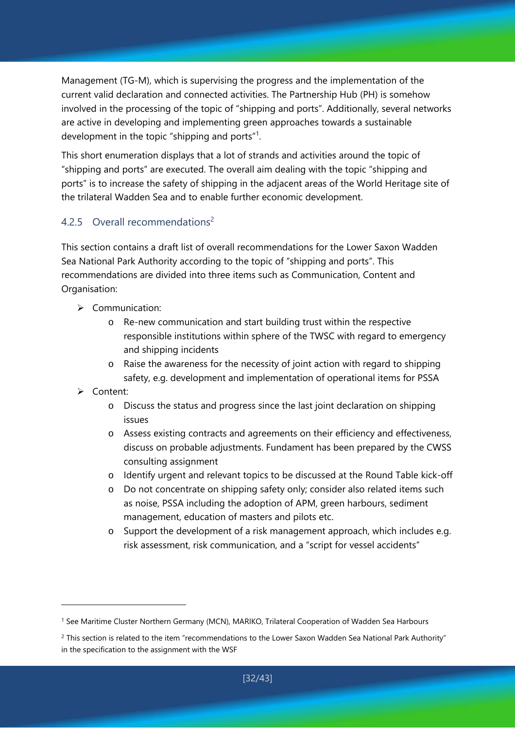Management (TG-M), which is supervising the progress and the implementation of the current valid declaration and connected activities. The Partnership Hub (PH) is somehow involved in the processing of the topic of "shipping and ports". Additionally, several networks are active in developing and implementing green approaches towards a sustainable development in the topic "shipping and ports"[1].

This short enumeration displays that a lot of strands and activities around the topic of "shipping and ports" are executed. The overall aim dealing with the topic "shipping and ports" is to increase the safety of shipping in the adjacent areas of the World Heritage site of the trilateral Wadden Sea and to enable further economic development.

### 4.2.5 Overall recommendations[2]

This section contains a draft list of overall recommendations for the Lower Saxon Wadden Sea National Park Authority according to the topic of "shipping and ports". This recommendations are divided into three items such as Communication, Content and Organisation:

- Communication:
  - Re-new communication and start building trust within the respective responsible institutions within sphere of the TWSC with regard to emergency and shipping incidents
  - Raise the awareness for the necessity of joint action with regard to shipping safety, e.g. development and implementation of operational items for PSSA
- Content:
  - Discuss the status and progress since the last joint declaration on shipping issues
  - Assess existing contracts and agreements on their efficiency and effectiveness, discuss on probable adjustments. Fundament has been prepared by the CWSS consulting assignment
  - Identify urgent and relevant topics to be discussed at the Round Table kick-off
  - Do not concentrate on shipping safety only; consider also related items such as noise, PSSA including the adoption of APM, green harbours, sediment management, education of masters and pilots etc.
  - Support the development of a risk management approach, which includes e.g. risk assessment, risk communication, and a "script for vessel accidents"

---

[1] See Maritime Cluster Northern Germany (MCN), MARIKO, Trilateral Cooperation of Wadden Sea Harbours

[2] This section is related to the item "recommendations to the Lower Saxon Wadden Sea National Park Authority" in the specification to the assignment with the WSF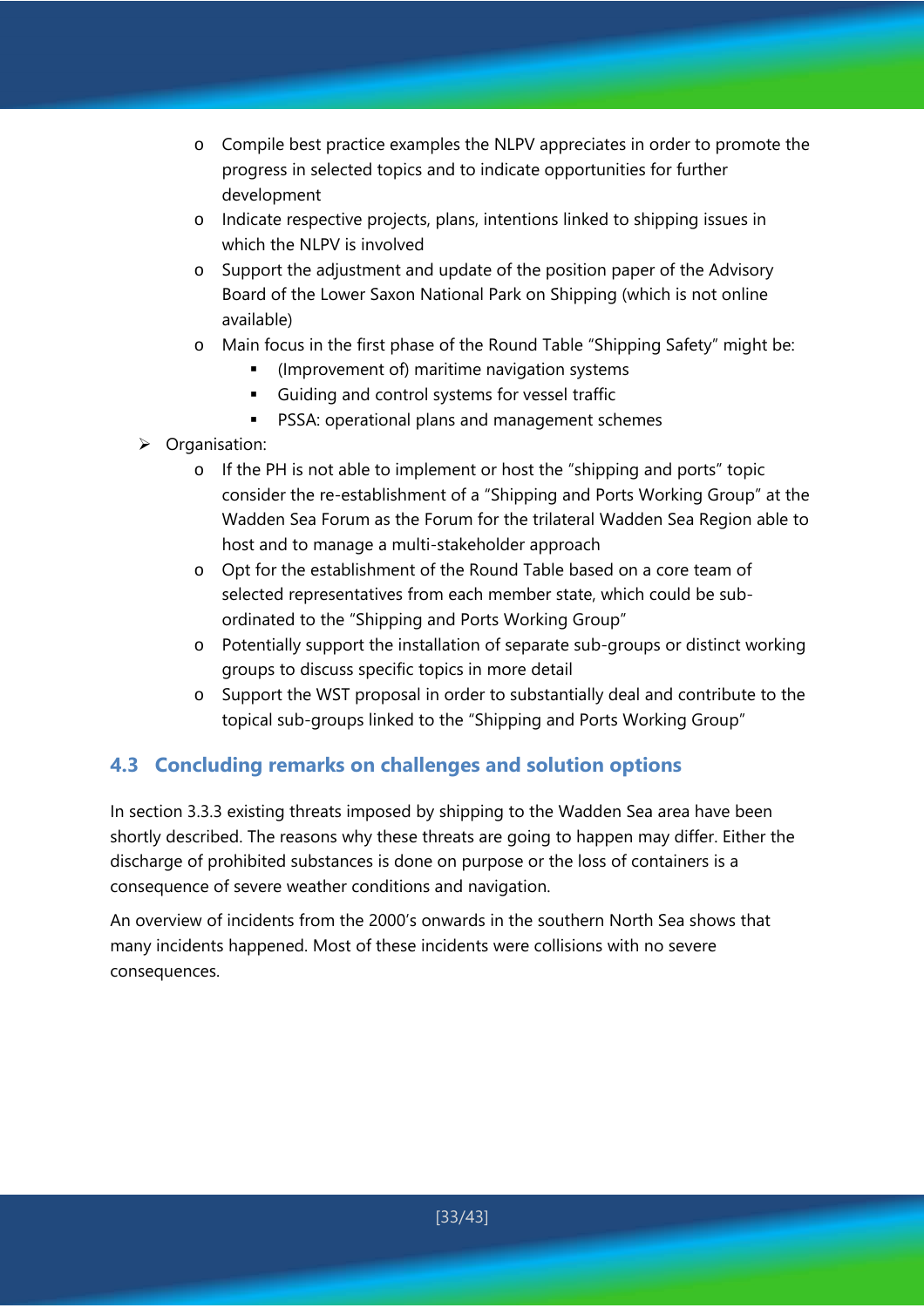- Compile best practice examples the NLPV appreciates in order to promote the progress in selected topics and to indicate opportunities for further development
    - Indicate respective projects, plans, intentions linked to shipping issues in which the NLPV is involved
    - Support the adjustment and update of the position paper of the Advisory Board of the Lower Saxon National Park on Shipping (which is not online available)
    - Main focus in the first phase of the Round Table "Shipping Safety" might be:
        - (Improvement of) maritime navigation systems
        - Guiding and control systems for vessel traffic
        - PSSA: operational plans and management schemes
- Organisation:
    - If the PH is not able to implement or host the "shipping and ports" topic consider the re-establishment of a "Shipping and Ports Working Group" at the Wadden Sea Forum as the Forum for the trilateral Wadden Sea Region able to host and to manage a multi-stakeholder approach
    - Opt for the establishment of the Round Table based on a core team of selected representatives from each member state, which could be sub-ordinated to the "Shipping and Ports Working Group"
    - Potentially support the installation of separate sub-groups or distinct working groups to discuss specific topics in more detail
    - Support the WST proposal in order to substantially deal and contribute to the topical sub-groups linked to the "Shipping and Ports Working Group"

## 4.3 Concluding remarks on challenges and solution options

In section 3.3.3 existing threats imposed by shipping to the Wadden Sea area have been shortly described. The reasons why these threats are going to happen may differ. Either the discharge of prohibited substances is done on purpose or the loss of containers is a consequence of severe weather conditions and navigation.

An overview of incidents from the 2000's onwards in the southern North Sea shows that many incidents happened. Most of these incidents were collisions with no severe consequences.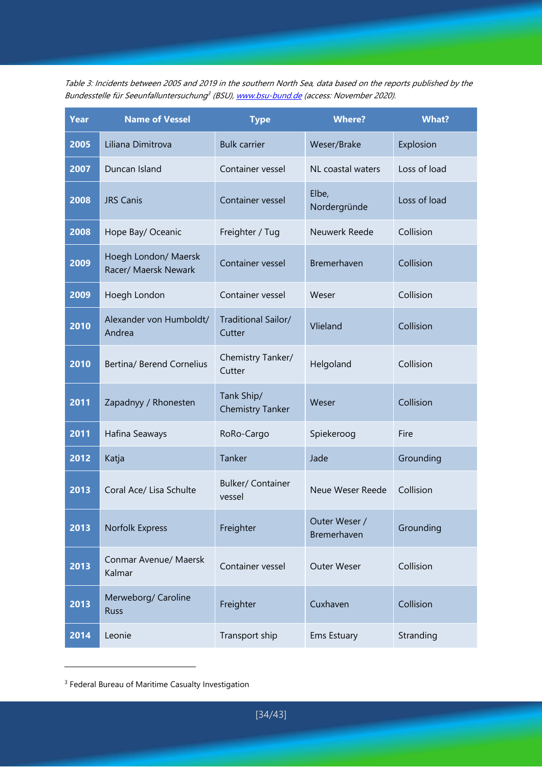*Table 3: Incidents between 2005 and 2019 in the southern North Sea, data based on the reports published by the Bundesstelle für Seeunfalluntersuchung[3] (BSU), www.bsu-bund.de (access: November 2020).*

| Year | Name of Vessel | Type | Where? | What? |
|---|---|---|---|---|
| 2005 | Liliana Dimitrova | Bulk carrier | Weser/Brake | Explosion |
| 2007 | Duncan Island | Container vessel | NL coastal waters | Loss of load |
| 2008 | JRS Canis | Container vessel | Elbe, Nordergründe | Loss of load |
| 2008 | Hope Bay/ Oceanic | Freighter / Tug | Neuwerk Reede | Collision |
| 2009 | Hoegh London/ Maersk Racer/ Maersk Newark | Container vessel | Bremerhaven | Collision |
| 2009 | Hoegh London | Container vessel | Weser | Collision |
| 2010 | Alexander von Humboldt/ Andrea | Traditional Sailor/ Cutter | Vlieland | Collision |
| 2010 | Bertina/ Berend Cornelius | Chemistry Tanker/ Cutter | Helgoland | Collision |
| 2011 | Zapadnyy / Rhonesten | Tank Ship/ Chemistry Tanker | Weser | Collision |
| 2011 | Hafina Seaways | RoRo-Cargo | Spiekeroog | Fire |
| 2012 | Katja | Tanker | Jade | Grounding |
| 2013 | Coral Ace/ Lisa Schulte | Bulker/ Container vessel | Neue Weser Reede | Collision |
| 2013 | Norfolk Express | Freighter | Outer Weser / Bremerhaven | Grounding |
| 2013 | Conmar Avenue/ Maersk Kalmar | Container vessel | Outer Weser | Collision |
| 2013 | Merweborg/ Caroline Russ | Freighter | Cuxhaven | Collision |
| 2014 | Leonie | Transport ship | Ems Estuary | Stranding |

[3] Federal Bureau of Maritime Casualty Investigation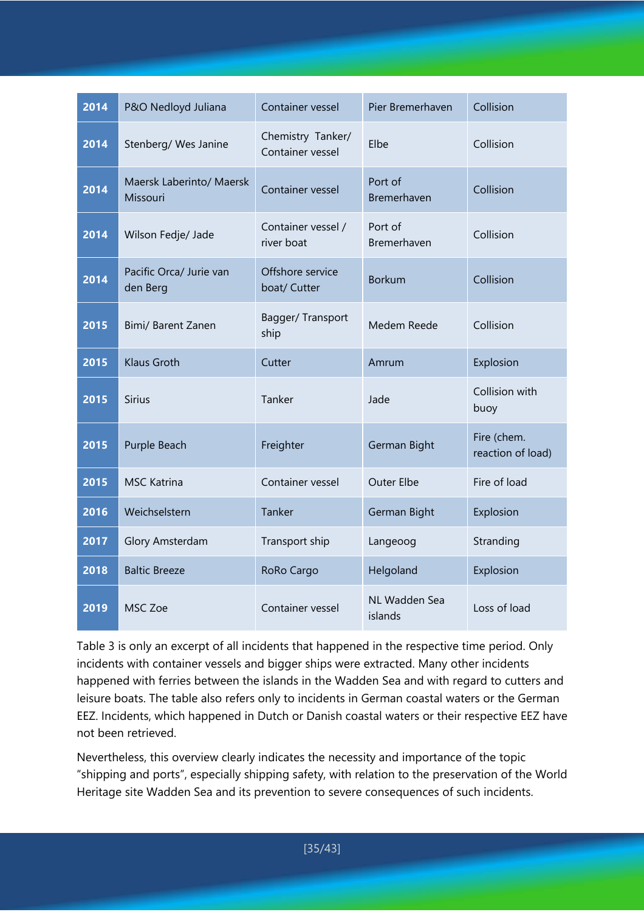| | | | | |
|---|---|---|---|---|
| **2014** | P&O Nedloyd Juliana | Container vessel | Pier Bremerhaven | Collision |
| **2014** | Stenberg/ Wes Janine | Chemistry Tanker/ Container vessel | Elbe | Collision |
| **2014** | Maersk Laberinto/ Maersk Missouri | Container vessel | Port of Bremerhaven | Collision |
| **2014** | Wilson Fedje/ Jade | Container vessel / river boat | Port of Bremerhaven | Collision |
| **2014** | Pacific Orca/ Jurie van den Berg | Offshore service boat/ Cutter | Borkum | Collision |
| **2015** | Bimi/ Barent Zanen | Bagger/ Transport ship | Medem Reede | Collision |
| **2015** | Klaus Groth | Cutter | Amrum | Explosion |
| **2015** | Sirius | Tanker | Jade | Collision with buoy |
| **2015** | Purple Beach | Freighter | German Bight | Fire (chem. reaction of load) |
| **2015** | MSC Katrina | Container vessel | Outer Elbe | Fire of load |
| **2016** | Weichselstern | Tanker | German Bight | Explosion |
| **2017** | Glory Amsterdam | Transport ship | Langeoog | Stranding |
| **2018** | Baltic Breeze | RoRo Cargo | Helgoland | Explosion |
| **2019** | MSC Zoe | Container vessel | NL Wadden Sea islands | Loss of load |

Table 3 is only an excerpt of all incidents that happened in the respective time period. Only incidents with container vessels and bigger ships were extracted. Many other incidents happened with ferries between the islands in the Wadden Sea and with regard to cutters and leisure boats. The table also refers only to incidents in German coastal waters or the German EEZ. Incidents, which happened in Dutch or Danish coastal waters or their respective EEZ have not been retrieved.

Nevertheless, this overview clearly indicates the necessity and importance of the topic "shipping and ports", especially shipping safety, with relation to the preservation of the World Heritage site Wadden Sea and its prevention to severe consequences of such incidents.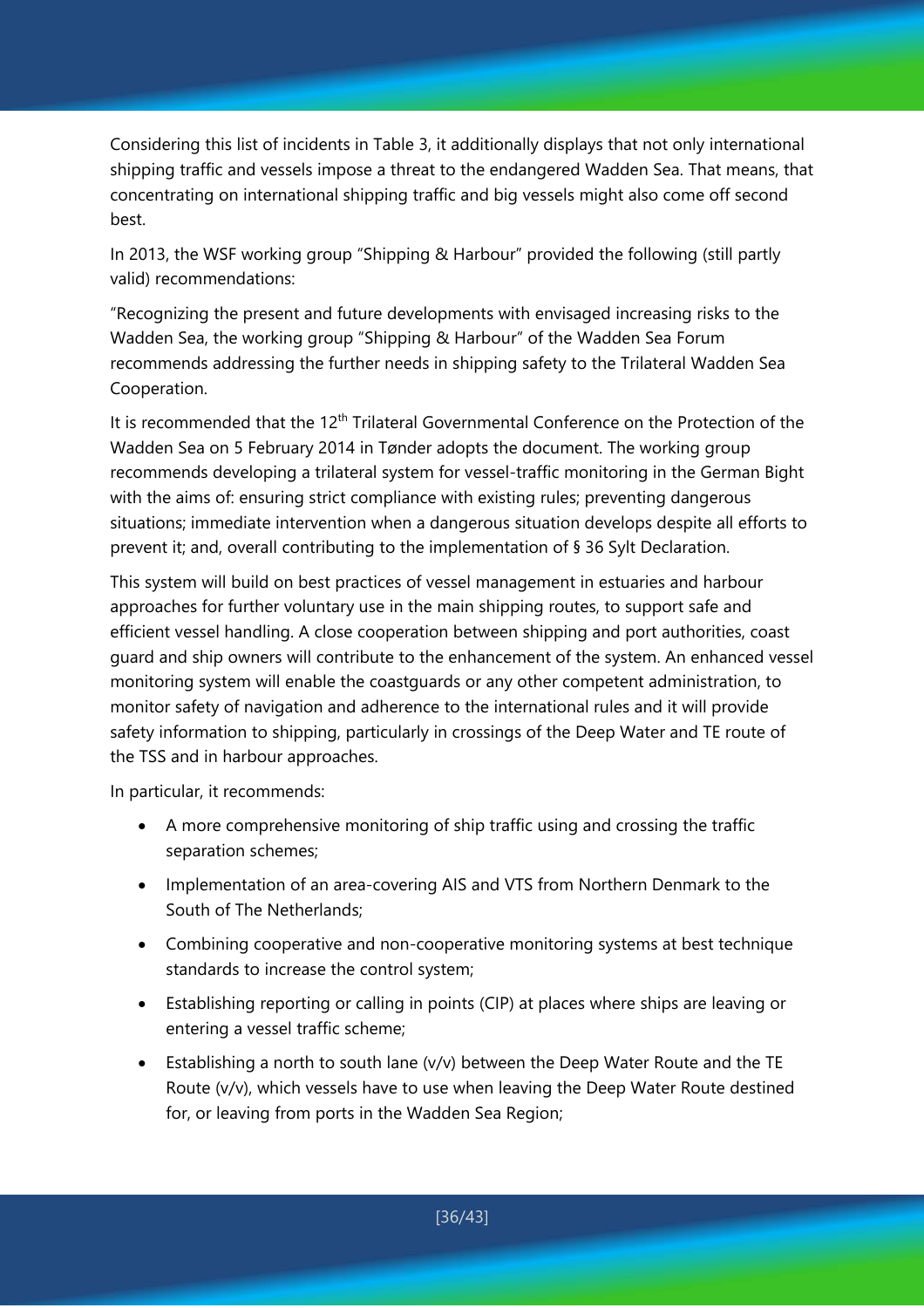Considering this list of incidents in Table 3, it additionally displays that not only international shipping traffic and vessels impose a threat to the endangered Wadden Sea. That means, that concentrating on international shipping traffic and big vessels might also come off second best.

In 2013, the WSF working group "Shipping & Harbour" provided the following (still partly valid) recommendations:

"Recognizing the present and future developments with envisaged increasing risks to the Wadden Sea, the working group "Shipping & Harbour" of the Wadden Sea Forum recommends addressing the further needs in shipping safety to the Trilateral Wadden Sea Cooperation.

It is recommended that the 12th Trilateral Governmental Conference on the Protection of the Wadden Sea on 5 February 2014 in Tønder adopts the document. The working group recommends developing a trilateral system for vessel-traffic monitoring in the German Bight with the aims of: ensuring strict compliance with existing rules; preventing dangerous situations; immediate intervention when a dangerous situation develops despite all efforts to prevent it; and, overall contributing to the implementation of § 36 Sylt Declaration.

This system will build on best practices of vessel management in estuaries and harbour approaches for further voluntary use in the main shipping routes, to support safe and efficient vessel handling. A close cooperation between shipping and port authorities, coast guard and ship owners will contribute to the enhancement of the system. An enhanced vessel monitoring system will enable the coastguards or any other competent administration, to monitor safety of navigation and adherence to the international rules and it will provide safety information to shipping, particularly in crossings of the Deep Water and TE route of the TSS and in harbour approaches.

In particular, it recommends:

- A more comprehensive monitoring of ship traffic using and crossing the traffic separation schemes;
- Implementation of an area-covering AIS and VTS from Northern Denmark to the South of The Netherlands;
- Combining cooperative and non-cooperative monitoring systems at best technique standards to increase the control system;
- Establishing reporting or calling in points (CIP) at places where ships are leaving or entering a vessel traffic scheme;
- Establishing a north to south lane (v/v) between the Deep Water Route and the TE Route (v/v), which vessels have to use when leaving the Deep Water Route destined for, or leaving from ports in the Wadden Sea Region;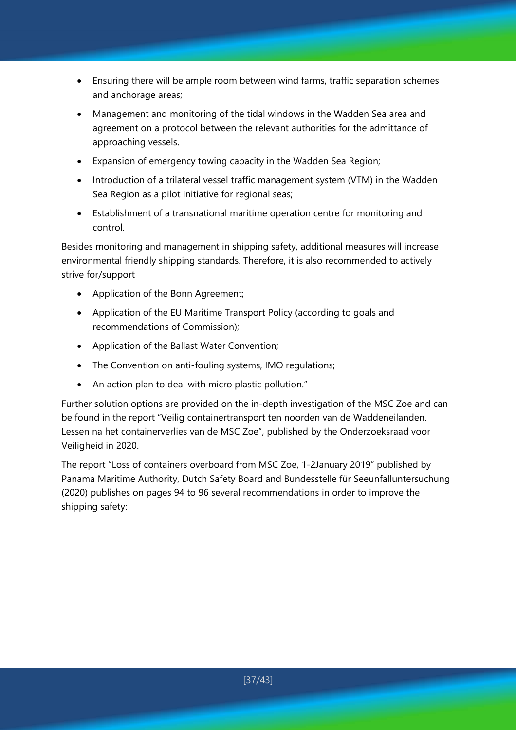- Ensuring there will be ample room between wind farms, traffic separation schemes and anchorage areas;
- Management and monitoring of the tidal windows in the Wadden Sea area and agreement on a protocol between the relevant authorities for the admittance of approaching vessels.
- Expansion of emergency towing capacity in the Wadden Sea Region;
- Introduction of a trilateral vessel traffic management system (VTM) in the Wadden Sea Region as a pilot initiative for regional seas;
- Establishment of a transnational maritime operation centre for monitoring and control.

Besides monitoring and management in shipping safety, additional measures will increase environmental friendly shipping standards. Therefore, it is also recommended to actively strive for/support

- Application of the Bonn Agreement;
- Application of the EU Maritime Transport Policy (according to goals and recommendations of Commission);
- Application of the Ballast Water Convention;
- The Convention on anti-fouling systems, IMO regulations;
- An action plan to deal with micro plastic pollution."

Further solution options are provided on the in-depth investigation of the MSC Zoe and can be found in the report "Veilig containertransport ten noorden van de Waddeneilanden. Lessen na het containerverlies van de MSC Zoe", published by the Onderzoeksraad voor Veiligheid in 2020.

The report "Loss of containers overboard from MSC Zoe, 1-2January 2019" published by Panama Maritime Authority, Dutch Safety Board and Bundesstelle für Seeunfalluntersuchung (2020) publishes on pages 94 to 96 several recommendations in order to improve the shipping safety: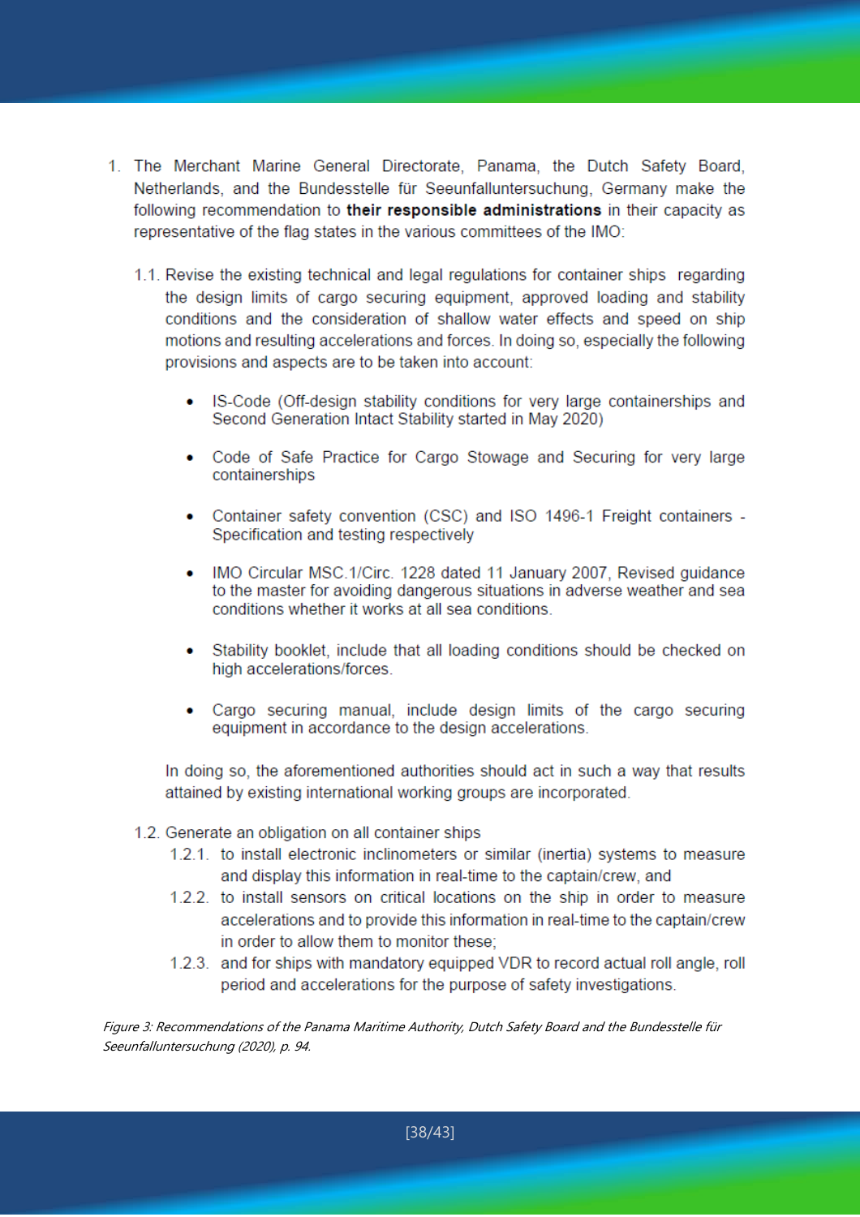1. The Merchant Marine General Directorate, Panama, the Dutch Safety Board, Netherlands, and the Bundesstelle für Seeunfalluntersuchung, Germany make the following recommendation to **their responsible administrations** in their capacity as representative of the flag states in the various committees of the IMO:

   1.1. Revise the existing technical and legal regulations for container ships regarding the design limits of cargo securing equipment, approved loading and stability conditions and the consideration of shallow water effects and speed on ship motions and resulting accelerations and forces. In doing so, especially the following provisions and aspects are to be taken into account:

   - IS-Code (Off-design stability conditions for very large containerships and Second Generation Intact Stability started in May 2020)
   - Code of Safe Practice for Cargo Stowage and Securing for very large containerships
   - Container safety convention (CSC) and ISO 1496-1 Freight containers - Specification and testing respectively
   - IMO Circular MSC.1/Circ. 1228 dated 11 January 2007, Revised guidance to the master for avoiding dangerous situations in adverse weather and sea conditions whether it works at all sea conditions.
   - Stability booklet, include that all loading conditions should be checked on high accelerations/forces.
   - Cargo securing manual, include design limits of the cargo securing equipment in accordance to the design accelerations.

   In doing so, the aforementioned authorities should act in such a way that results attained by existing international working groups are incorporated.

   1.2. Generate an obligation on all container ships

   1.2.1. to install electronic inclinometers or similar (inertia) systems to measure and display this information in real-time to the captain/crew, and

   1.2.2. to install sensors on critical locations on the ship in order to measure accelerations and to provide this information in real-time to the captain/crew in order to allow them to monitor these;

   1.2.3. and for ships with mandatory equipped VDR to record actual roll angle, roll period and accelerations for the purpose of safety investigations.

*Figure 3: Recommendations of the Panama Maritime Authority, Dutch Safety Board and the Bundesstelle für Seeunfalluntersuchung (2020), p. 94.*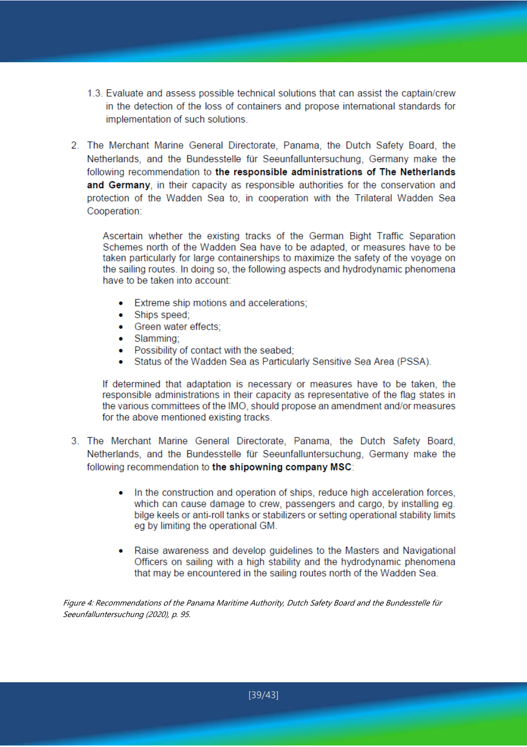1.3. Evaluate and assess possible technical solutions that can assist the captain/crew in the detection of the loss of containers and propose international standards for implementation of such solutions.

2. The Merchant Marine General Directorate, Panama, the Dutch Safety Board, the Netherlands, and the Bundesstelle für Seeunfalluntersuchung, Germany make the following recommendation to **the responsible administrations of The Netherlands and Germany**, in their capacity as responsible authorities for the conservation and protection of the Wadden Sea to, in cooperation with the Trilateral Wadden Sea Cooperation:

   Ascertain whether the existing tracks of the German Bight Traffic Separation Schemes north of the Wadden Sea have to be adapted, or measures have to be taken particularly for large containerships to maximize the safety of the voyage on the sailing routes. In doing so, the following aspects and hydrodynamic phenomena have to be taken into account:

   - Extreme ship motions and accelerations;
   - Ships speed;
   - Green water effects;
   - Slamming;
   - Possibility of contact with the seabed;
   - Status of the Wadden Sea as Particularly Sensitive Sea Area (PSSA).

   If determined that adaptation is necessary or measures have to be taken, the responsible administrations in their capacity as representative of the flag states in the various committees of the IMO, should propose an amendment and/or measures for the above mentioned existing tracks.

3. The Merchant Marine General Directorate, Panama, the Dutch Safety Board, Netherlands, and the Bundesstelle für Seeunfalluntersuchung, Germany make the following recommendation to **the shipowning company MSC**:

   - In the construction and operation of ships, reduce high acceleration forces, which can cause damage to crew, passengers and cargo, by installing eg. bilge keels or anti-roll tanks or stabilizers or setting operational stability limits eg by limiting the operational GM.

   - Raise awareness and develop guidelines to the Masters and Navigational Officers on sailing with a high stability and the hydrodynamic phenomena that may be encountered in the sailing routes north of the Wadden Sea.

*Figure 4: Recommendations of the Panama Maritime Authority, Dutch Safety Board and the Bundesstelle für Seeunfalluntersuchung (2020), p. 95.*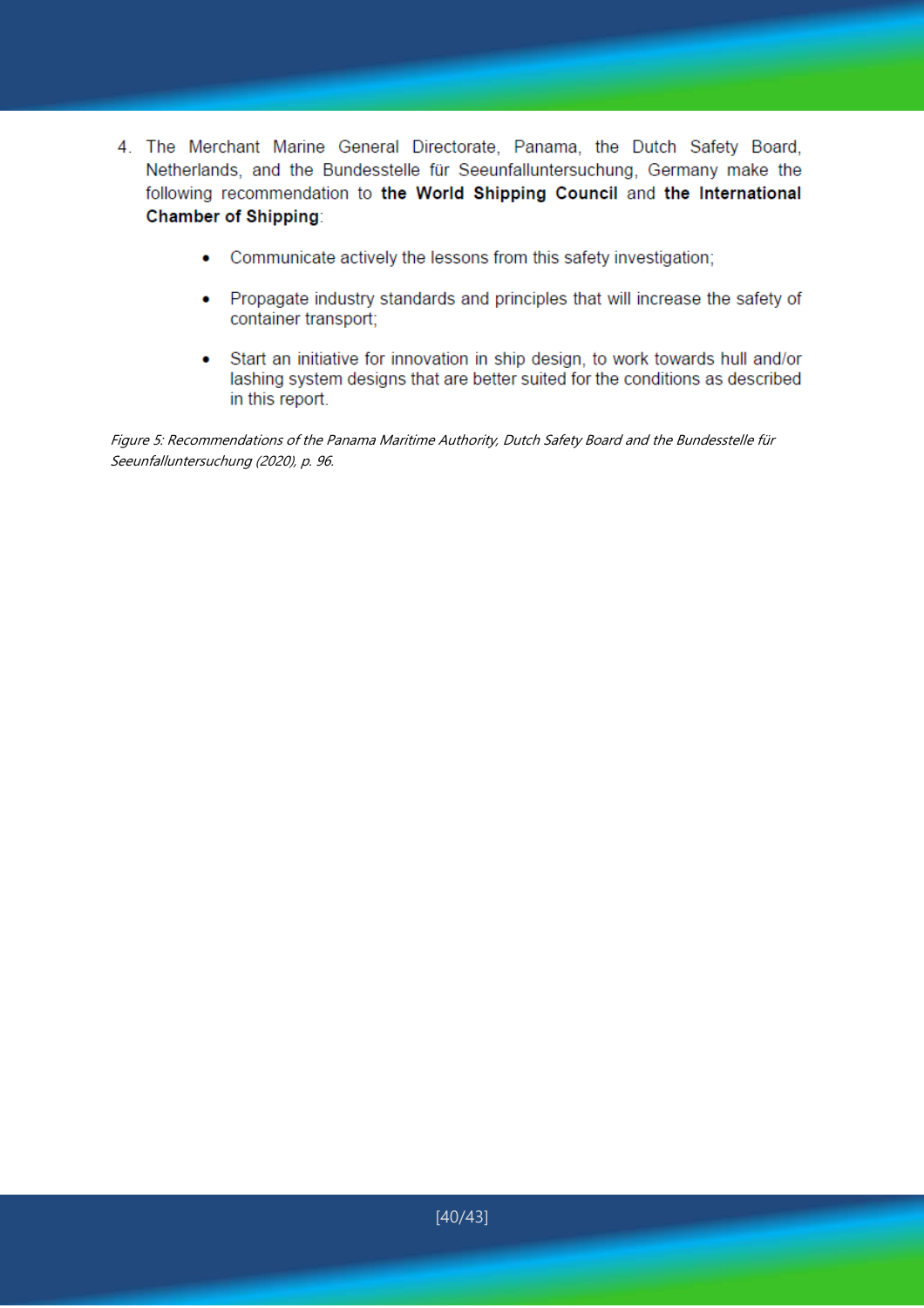4. The Merchant Marine General Directorate, Panama, the Dutch Safety Board, Netherlands, and the Bundesstelle für Seeunfalluntersuchung, Germany make the following recommendation to **the World Shipping Council** and **the International Chamber of Shipping**:

    - Communicate actively the lessons from this safety investigation;
    - Propagate industry standards and principles that will increase the safety of container transport;
    - Start an initiative for innovation in ship design, to work towards hull and/or lashing system designs that are better suited for the conditions as described in this report.

*Figure 5: Recommendations of the Panama Maritime Authority, Dutch Safety Board and the Bundesstelle für Seeunfalluntersuchung (2020), p. 96.*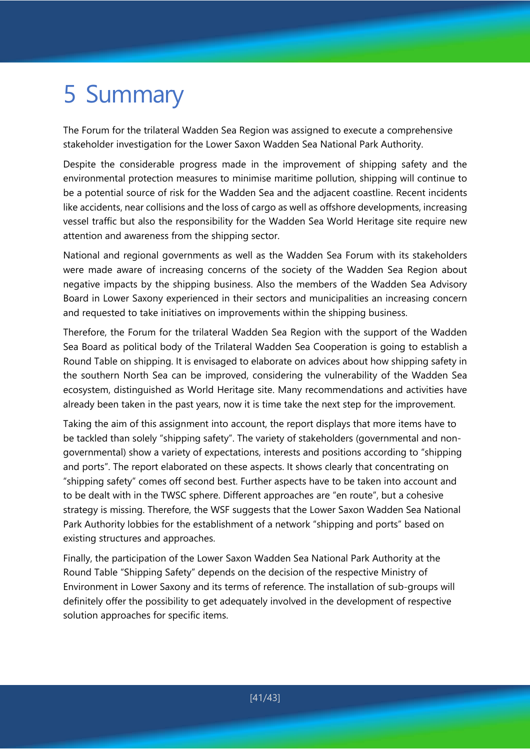# 5 Summary

The Forum for the trilateral Wadden Sea Region was assigned to execute a comprehensive stakeholder investigation for the Lower Saxon Wadden Sea National Park Authority.

Despite the considerable progress made in the improvement of shipping safety and the environmental protection measures to minimise maritime pollution, shipping will continue to be a potential source of risk for the Wadden Sea and the adjacent coastline. Recent incidents like accidents, near collisions and the loss of cargo as well as offshore developments, increasing vessel traffic but also the responsibility for the Wadden Sea World Heritage site require new attention and awareness from the shipping sector.

National and regional governments as well as the Wadden Sea Forum with its stakeholders were made aware of increasing concerns of the society of the Wadden Sea Region about negative impacts by the shipping business. Also the members of the Wadden Sea Advisory Board in Lower Saxony experienced in their sectors and municipalities an increasing concern and requested to take initiatives on improvements within the shipping business.

Therefore, the Forum for the trilateral Wadden Sea Region with the support of the Wadden Sea Board as political body of the Trilateral Wadden Sea Cooperation is going to establish a Round Table on shipping. It is envisaged to elaborate on advices about how shipping safety in the southern North Sea can be improved, considering the vulnerability of the Wadden Sea ecosystem, distinguished as World Heritage site. Many recommendations and activities have already been taken in the past years, now it is time take the next step for the improvement.

Taking the aim of this assignment into account, the report displays that more items have to be tackled than solely “shipping safety”. The variety of stakeholders (governmental and non-governmental) show a variety of expectations, interests and positions according to “shipping and ports”. The report elaborated on these aspects. It shows clearly that concentrating on “shipping safety” comes off second best. Further aspects have to be taken into account and to be dealt with in the TWSC sphere. Different approaches are “en route”, but a cohesive strategy is missing. Therefore, the WSF suggests that the Lower Saxon Wadden Sea National Park Authority lobbies for the establishment of a network “shipping and ports” based on existing structures and approaches.

Finally, the participation of the Lower Saxon Wadden Sea National Park Authority at the Round Table “Shipping Safety” depends on the decision of the respective Ministry of Environment in Lower Saxony and its terms of reference. The installation of sub-groups will definitely offer the possibility to get adequately involved in the development of respective solution approaches for specific items.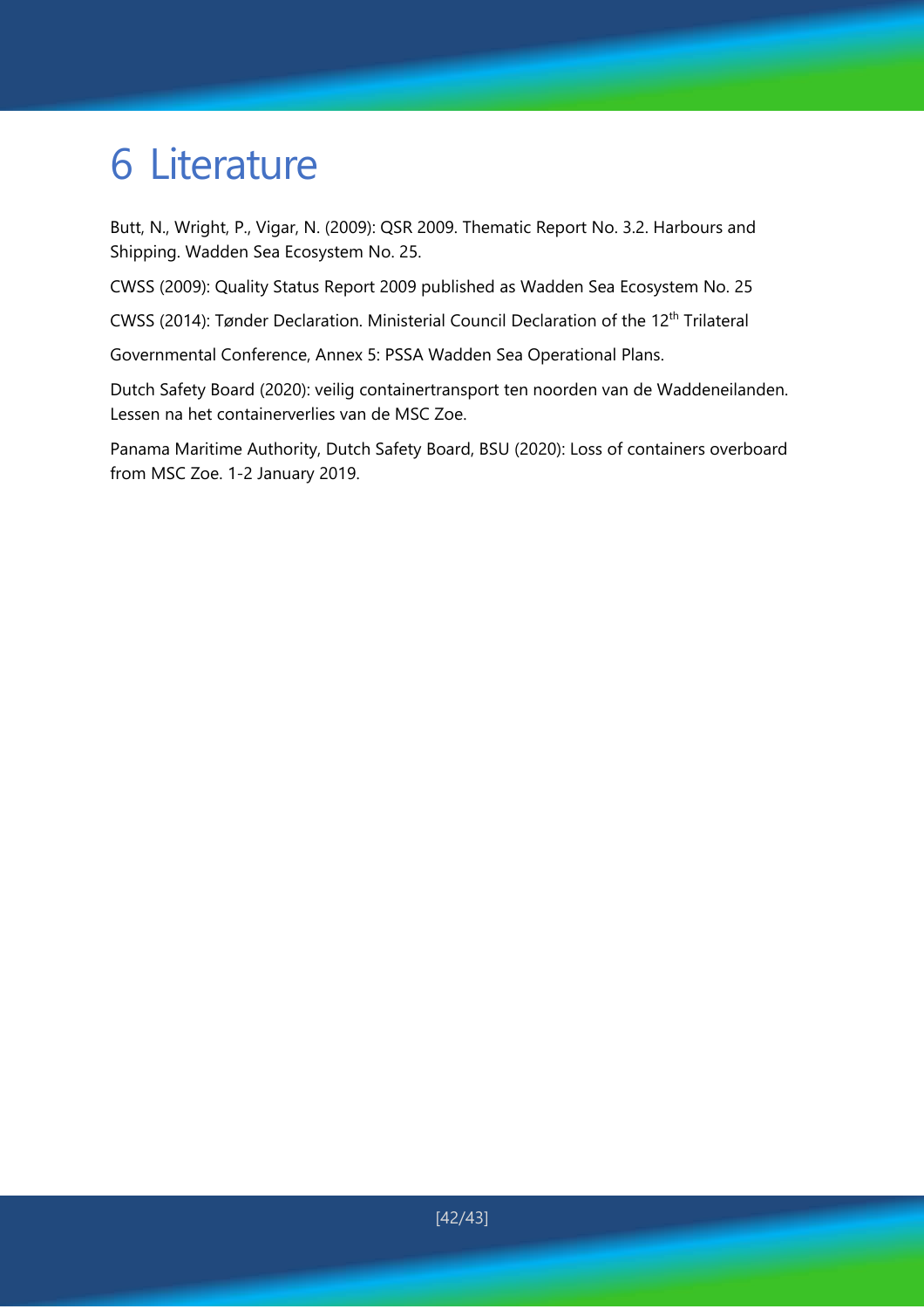# 6 Literature

Butt, N., Wright, P., Vigar, N. (2009): QSR 2009. Thematic Report No. 3.2. Harbours and Shipping. Wadden Sea Ecosystem No. 25.

CWSS (2009): Quality Status Report 2009 published as Wadden Sea Ecosystem No. 25

CWSS (2014): Tønder Declaration. Ministerial Council Declaration of the 12th Trilateral

Governmental Conference, Annex 5: PSSA Wadden Sea Operational Plans.

Dutch Safety Board (2020): veilig containertransport ten noorden van de Waddeneilanden. Lessen na het containerverlies van de MSC Zoe.

Panama Maritime Authority, Dutch Safety Board, BSU (2020): Loss of containers overboard from MSC Zoe. 1-2 January 2019.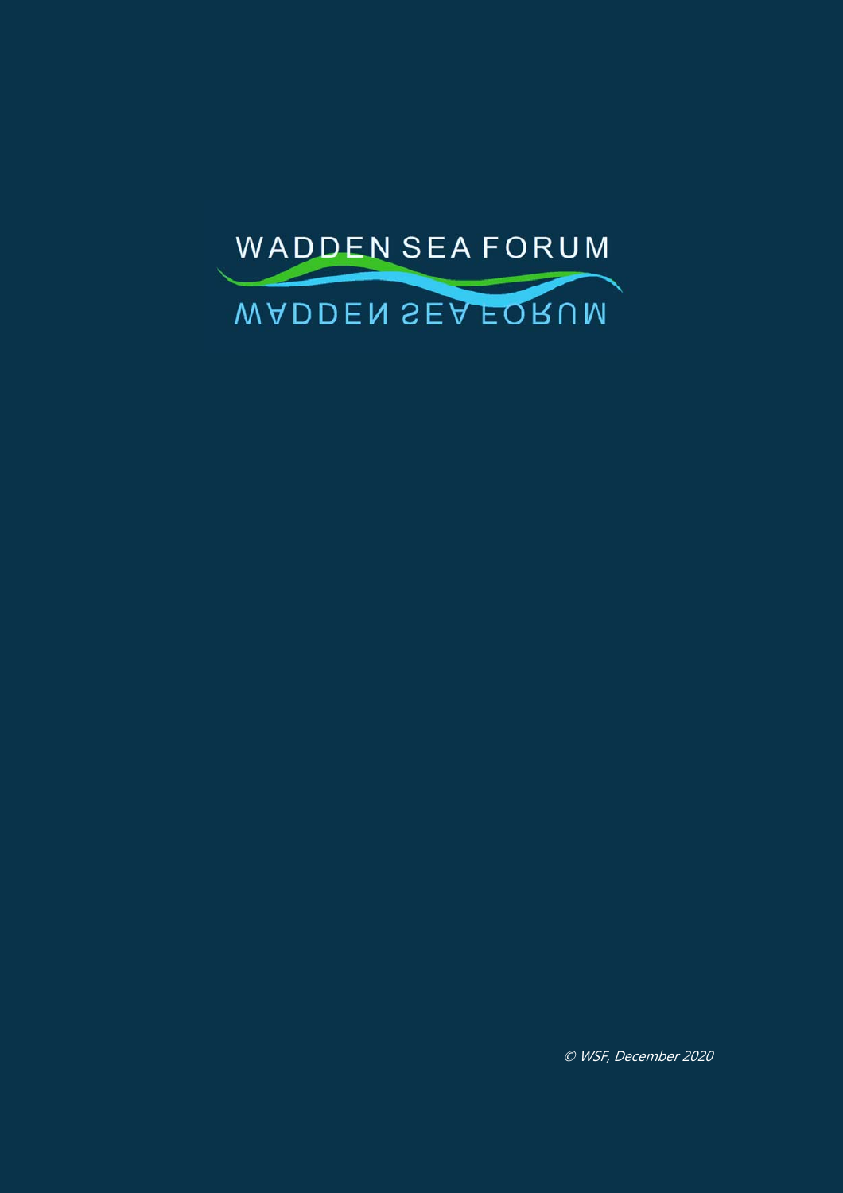WADDEN SEA FORUM

*© WSF, December 2020*